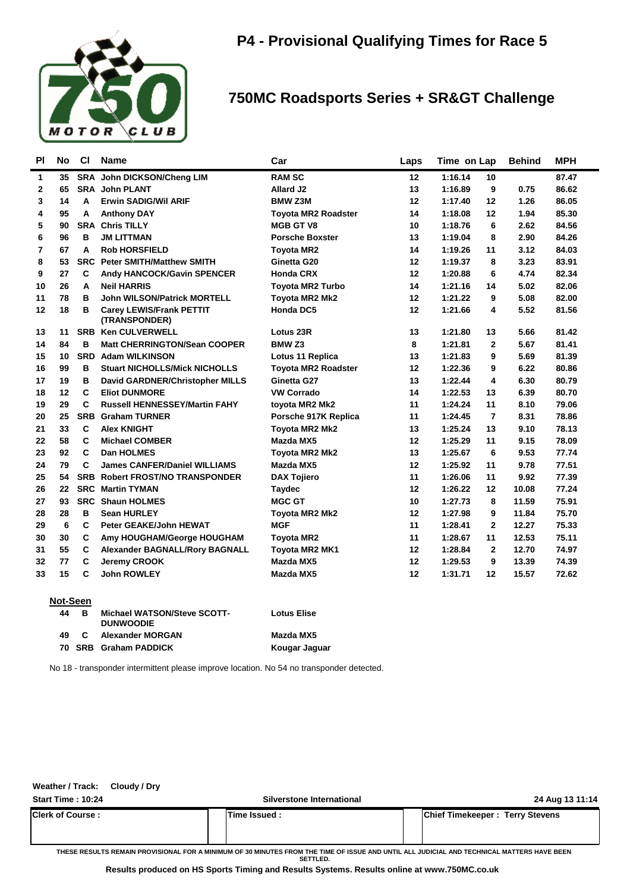# P4 - Provisional Qualifying Times for Race 5

## 750MC Roadsports Series + SR&GT Challenge

| Pl | No | Cl | Name | Car | Laps | Time | on Lap | Behind | MPH |
|---|---|---|---|---|---|---|---|---|---|
| 1 | 35 | SRA | John DICKSON/Cheng LIM | RAM SC | 12 | 1:16.14 | 10 | | 87.47 |
| 2 | 65 | SRA | John PLANT | Allard J2 | 13 | 1:16.89 | 9 | 0.75 | 86.62 |
| 3 | 14 | A | Erwin SADIG/Wil ARIF | BMW Z3M | 12 | 1:17.40 | 12 | 1.26 | 86.05 |
| 4 | 95 | A | Anthony DAY | Toyota MR2 Roadster | 14 | 1:18.08 | 12 | 1.94 | 85.30 |
| 5 | 90 | SRA | Chris TILLY | MGB GT V8 | 10 | 1:18.76 | 6 | 2.62 | 84.56 |
| 6 | 96 | B | JM LITTMAN | Porsche Boxster | 13 | 1:19.04 | 8 | 2.90 | 84.26 |
| 7 | 67 | A | Rob HORSFIELD | Toyota MR2 | 14 | 1:19.26 | 11 | 3.12 | 84.03 |
| 8 | 53 | SRC | Peter SMITH/Matthew SMITH | Ginetta G20 | 12 | 1:19.37 | 8 | 3.23 | 83.91 |
| 9 | 27 | C | Andy HANCOCK/Gavin SPENCER | Honda CRX | 12 | 1:20.88 | 6 | 4.74 | 82.34 |
| 10 | 26 | A | Neil HARRIS | Toyota MR2 Turbo | 14 | 1:21.16 | 14 | 5.02 | 82.06 |
| 11 | 78 | B | John WILSON/Patrick MORTELL | Toyota MR2 Mk2 | 12 | 1:21.22 | 9 | 5.08 | 82.00 |
| 12 | 18 | B | Carey LEWIS/Frank PETTIT (TRANSPONDER) | Honda DC5 | 12 | 1:21.66 | 4 | 5.52 | 81.56 |
| 13 | 11 | SRB | Ken CULVERWELL | Lotus 23R | 13 | 1:21.80 | 13 | 5.66 | 81.42 |
| 14 | 84 | B | Matt CHERRINGTON/Sean COOPER | BMW Z3 | 8 | 1:21.81 | 2 | 5.67 | 81.41 |
| 15 | 10 | SRD | Adam WILKINSON | Lotus 11 Replica | 13 | 1:21.83 | 9 | 5.69 | 81.39 |
| 16 | 99 | B | Stuart NICHOLLS/Mick NICHOLLS | Toyota MR2 Roadster | 12 | 1:22.36 | 9 | 6.22 | 80.86 |
| 17 | 19 | B | David GARDNER/Christopher MILLS | Ginetta G27 | 13 | 1:22.44 | 4 | 6.30 | 80.79 |
| 18 | 12 | C | Eliot DUNMORE | VW Corrado | 14 | 1:22.53 | 13 | 6.39 | 80.70 |
| 19 | 29 | C | Russell HENNESSEY/Martin FAHY | toyota MR2 Mk2 | 11 | 1:24.24 | 11 | 8.10 | 79.06 |
| 20 | 25 | SRB | Graham TURNER | Porsche 917K Replica | 11 | 1:24.45 | 7 | 8.31 | 78.86 |
| 21 | 33 | C | Alex KNIGHT | Toyota MR2 Mk2 | 13 | 1:25.24 | 13 | 9.10 | 78.13 |
| 22 | 58 | C | Michael COMBER | Mazda MX5 | 12 | 1:25.29 | 11 | 9.15 | 78.09 |
| 23 | 92 | C | Dan HOLMES | Toyota MR2 Mk2 | 13 | 1:25.67 | 6 | 9.53 | 77.74 |
| 24 | 79 | C | James CANFER/Daniel WILLIAMS | Mazda MX5 | 12 | 1:25.92 | 11 | 9.78 | 77.51 |
| 25 | 54 | SRB | Robert FROST/NO TRANSPONDER | DAX Tojiero | 11 | 1:26.06 | 11 | 9.92 | 77.39 |
| 26 | 22 | SRC | Martin TYMAN | Taydec | 12 | 1:26.22 | 12 | 10.08 | 77.24 |
| 27 | 93 | SRC | Shaun HOLMES | MGC GT | 10 | 1:27.73 | 8 | 11.59 | 75.91 |
| 28 | 28 | B | Sean HURLEY | Toyota MR2 Mk2 | 12 | 1:27.98 | 9 | 11.84 | 75.70 |
| 29 | 6 | C | Peter GEAKE/John HEWAT | MGF | 11 | 1:28.41 | 2 | 12.27 | 75.33 |
| 30 | 30 | C | Amy HOUGHAM/George HOUGHAM | Toyota MR2 | 11 | 1:28.67 | 11 | 12.53 | 75.11 |
| 31 | 55 | C | Alexander BAGNALL/Rory BAGNALL | Toyota MR2 MK1 | 12 | 1:28.84 | 2 | 12.70 | 74.97 |
| 32 | 77 | C | Jeremy CROOK | Mazda MX5 | 12 | 1:29.53 | 9 | 13.39 | 74.39 |
| 33 | 15 | C | John ROWLEY | Mazda MX5 | 12 | 1:31.71 | 12 | 15.57 | 72.62 |

**Not-Seen**

| No | Cl | Name | Car |
|---|---|---|---|
| 44 | B | Michael WATSON/Steve SCOTT-DUNWOODIE | Lotus Elise |
| 49 | C | Alexander MORGAN | Mazda MX5 |
| 70 | SRB | Graham PADDICK | Kougar Jaguar |

No 18 - transponder intermittent please improve location. No 54 no transponder detected.

Weather / Track: Cloudy / Dry

Start Time : 10:24 | Silverstone International | 24 Aug 13 11:14

| Clerk of Course : | Time Issued : | Chief Timekeeper : Terry Stevens |
|---|---|---|

THESE RESULTS REMAIN PROVISIONAL FOR A MINIMUM OF 30 MINUTES FROM THE TIME OF ISSUE AND UNTIL ALL JUDICIAL AND TECHNICAL MATTERS HAVE BEEN SETTLED.

Results produced on HS Sports Timing and Results Systems. Results online at www.750MC.co.uk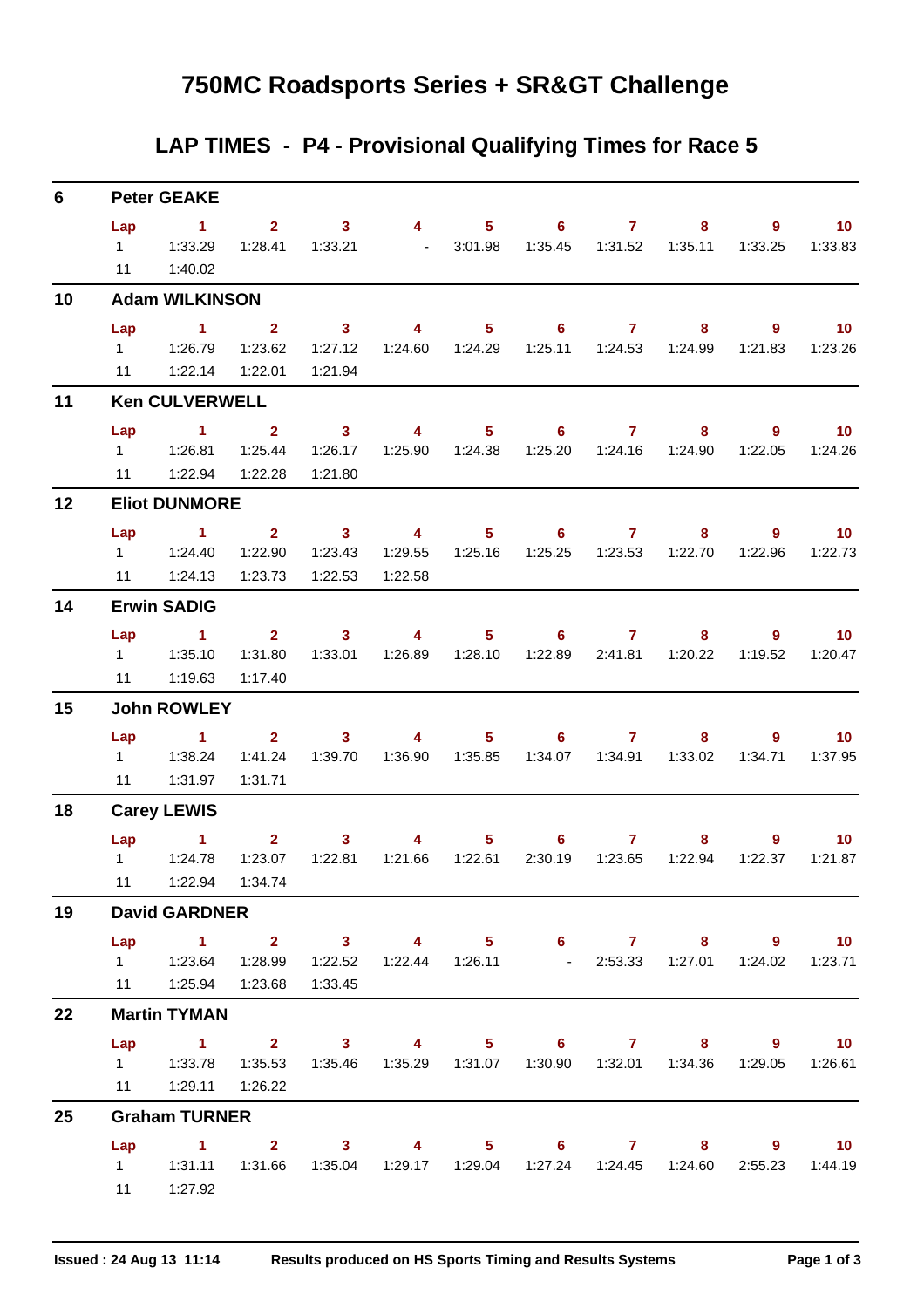# 750MC Roadsports Series + SR&GT Challenge

## LAP TIMES - P4 - Provisional Qualifying Times for Race 5

### 6 Peter GEAKE

| Lap | 1 | 2 | 3 | 4 | 5 | 6 | 7 | 8 | 9 | 10 |
|---|---|---|---|---|---|---|---|---|---|---|
| 1 | 1:33.29 | 1:28.41 | 1:33.21 | - | 3:01.98 | 1:35.45 | 1:31.52 | 1:35.11 | 1:33.25 | 1:33.83 |
| 11 | 1:40.02 | | | | | | | | | |

### 10 Adam WILKINSON

| Lap | 1 | 2 | 3 | 4 | 5 | 6 | 7 | 8 | 9 | 10 |
|---|---|---|---|---|---|---|---|---|---|---|
| 1 | 1:26.79 | 1:23.62 | 1:27.12 | 1:24.60 | 1:24.29 | 1:25.11 | 1:24.53 | 1:24.99 | 1:21.83 | 1:23.26 |
| 11 | 1:22.14 | 1:22.01 | 1:21.94 | | | | | | | |

### 11 Ken CULVERWELL

| Lap | 1 | 2 | 3 | 4 | 5 | 6 | 7 | 8 | 9 | 10 |
|---|---|---|---|---|---|---|---|---|---|---|
| 1 | 1:26.81 | 1:25.44 | 1:26.17 | 1:25.90 | 1:24.38 | 1:25.20 | 1:24.16 | 1:24.90 | 1:22.05 | 1:24.26 |
| 11 | 1:22.94 | 1:22.28 | 1:21.80 | | | | | | | |

### 12 Eliot DUNMORE

| Lap | 1 | 2 | 3 | 4 | 5 | 6 | 7 | 8 | 9 | 10 |
|---|---|---|---|---|---|---|---|---|---|---|
| 1 | 1:24.40 | 1:22.90 | 1:23.43 | 1:29.55 | 1:25.16 | 1:25.25 | 1:23.53 | 1:22.70 | 1:22.96 | 1:22.73 |
| 11 | 1:24.13 | 1:23.73 | 1:22.53 | 1:22.58 | | | | | | |

### 14 Erwin SADIG

| Lap | 1 | 2 | 3 | 4 | 5 | 6 | 7 | 8 | 9 | 10 |
|---|---|---|---|---|---|---|---|---|---|---|
| 1 | 1:35.10 | 1:31.80 | 1:33.01 | 1:26.89 | 1:28.10 | 1:22.89 | 2:41.81 | 1:20.22 | 1:19.52 | 1:20.47 |
| 11 | 1:19.63 | 1:17.40 | | | | | | | | |

### 15 John ROWLEY

| Lap | 1 | 2 | 3 | 4 | 5 | 6 | 7 | 8 | 9 | 10 |
|---|---|---|---|---|---|---|---|---|---|---|
| 1 | 1:38.24 | 1:41.24 | 1:39.70 | 1:36.90 | 1:35.85 | 1:34.07 | 1:34.91 | 1:33.02 | 1:34.71 | 1:37.95 |
| 11 | 1:31.97 | 1:31.71 | | | | | | | | |

### 18 Carey LEWIS

| Lap | 1 | 2 | 3 | 4 | 5 | 6 | 7 | 8 | 9 | 10 |
|---|---|---|---|---|---|---|---|---|---|---|
| 1 | 1:24.78 | 1:23.07 | 1:22.81 | 1:21.66 | 1:22.61 | 2:30.19 | 1:23.65 | 1:22.94 | 1:22.37 | 1:21.87 |
| 11 | 1:22.94 | 1:34.74 | | | | | | | | |

### 19 David GARDNER

| Lap | 1 | 2 | 3 | 4 | 5 | 6 | 7 | 8 | 9 | 10 |
|---|---|---|---|---|---|---|---|---|---|---|
| 1 | 1:23.64 | 1:28.99 | 1:22.52 | 1:22.44 | 1:26.11 | - | 2:53.33 | 1:27.01 | 1:24.02 | 1:23.71 |
| 11 | 1:25.94 | 1:23.68 | 1:33.45 | | | | | | | |

### 22 Martin TYMAN

| Lap | 1 | 2 | 3 | 4 | 5 | 6 | 7 | 8 | 9 | 10 |
|---|---|---|---|---|---|---|---|---|---|---|
| 1 | 1:33.78 | 1:35.53 | 1:35.46 | 1:35.29 | 1:31.07 | 1:30.90 | 1:32.01 | 1:34.36 | 1:29.05 | 1:26.61 |
| 11 | 1:29.11 | 1:26.22 | | | | | | | | |

### 25 Graham TURNER

| Lap | 1 | 2 | 3 | 4 | 5 | 6 | 7 | 8 | 9 | 10 |
|---|---|---|---|---|---|---|---|---|---|---|
| 1 | 1:31.11 | 1:31.66 | 1:35.04 | 1:29.17 | 1:29.04 | 1:27.24 | 1:24.45 | 1:24.60 | 2:55.23 | 1:44.19 |
| 11 | 1:27.92 | | | | | | | | | |

Issued : 24 Aug 13 11:14 Results produced on HS Sports Timing and Results Systems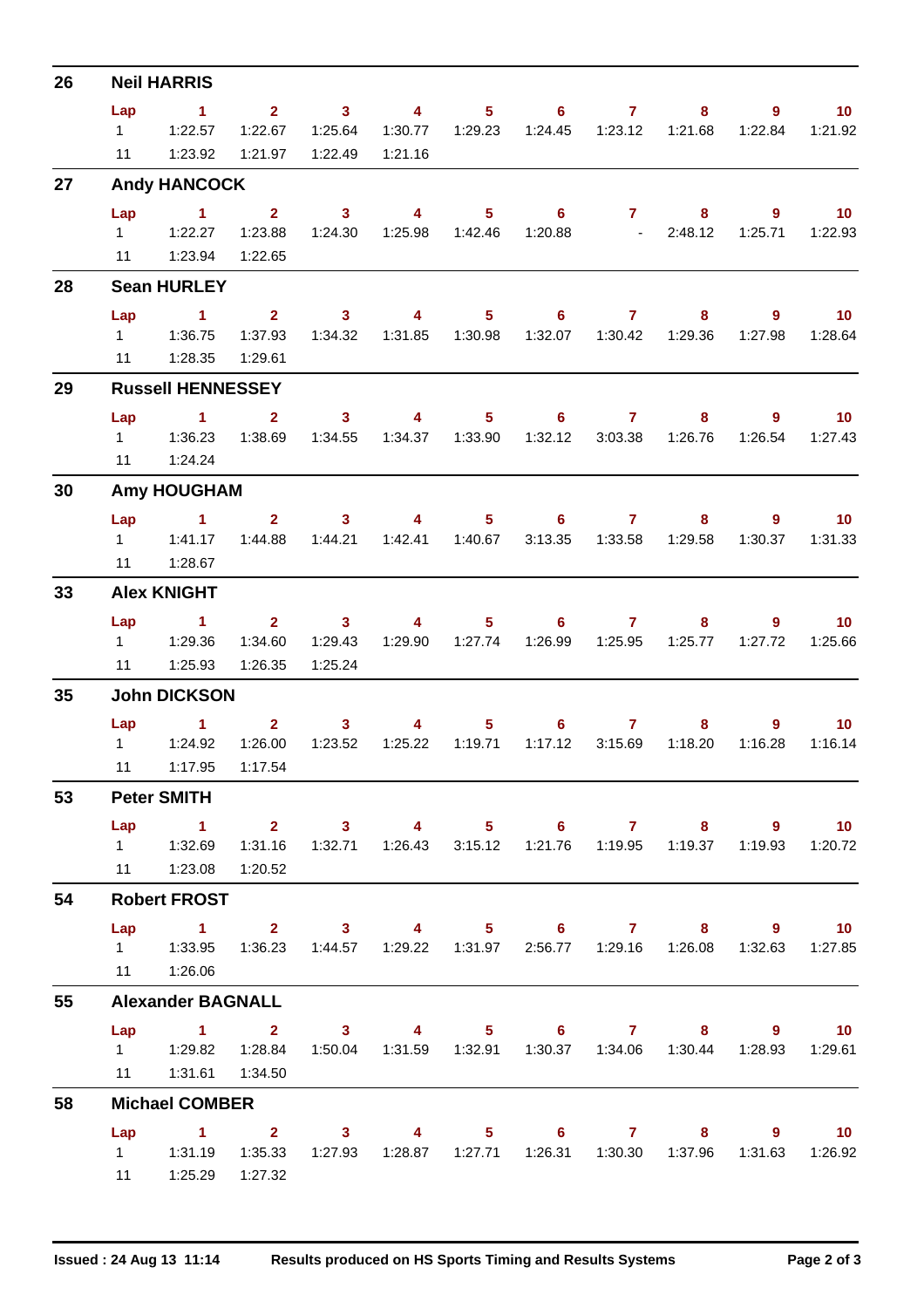## 26 Neil HARRIS

| Lap | 1 | 2 | 3 | 4 | 5 | 6 | 7 | 8 | 9 | 10 |
|---|---|---|---|---|---|---|---|---|---|---|
| 1 | 1:22.57 | 1:22.67 | 1:25.64 | 1:30.77 | 1:29.23 | 1:24.45 | 1:23.12 | 1:21.68 | 1:22.84 | 1:21.92 |
| 11 | 1:23.92 | 1:21.97 | 1:22.49 | 1:21.16 | | | | | | |

## 27 Andy HANCOCK

| Lap | 1 | 2 | 3 | 4 | 5 | 6 | 7 | 8 | 9 | 10 |
|---|---|---|---|---|---|---|---|---|---|---|
| 1 | 1:22.27 | 1:23.88 | 1:24.30 | 1:25.98 | 1:42.46 | 1:20.88 | - | 2:48.12 | 1:25.71 | 1:22.93 |
| 11 | 1:23.94 | 1:22.65 | | | | | | | | |

## 28 Sean HURLEY

| Lap | 1 | 2 | 3 | 4 | 5 | 6 | 7 | 8 | 9 | 10 |
|---|---|---|---|---|---|---|---|---|---|---|
| 1 | 1:36.75 | 1:37.93 | 1:34.32 | 1:31.85 | 1:30.98 | 1:32.07 | 1:30.42 | 1:29.36 | 1:27.98 | 1:28.64 |
| 11 | 1:28.35 | 1:29.61 | | | | | | | | |

## 29 Russell HENNESSEY

| Lap | 1 | 2 | 3 | 4 | 5 | 6 | 7 | 8 | 9 | 10 |
|---|---|---|---|---|---|---|---|---|---|---|
| 1 | 1:36.23 | 1:38.69 | 1:34.55 | 1:34.37 | 1:33.90 | 1:32.12 | 3:03.38 | 1:26.76 | 1:26.54 | 1:27.43 |
| 11 | 1:24.24 | | | | | | | | | |

## 30 Amy HOUGHAM

| Lap | 1 | 2 | 3 | 4 | 5 | 6 | 7 | 8 | 9 | 10 |
|---|---|---|---|---|---|---|---|---|---|---|
| 1 | 1:41.17 | 1:44.88 | 1:44.21 | 1:42.41 | 1:40.67 | 3:13.35 | 1:33.58 | 1:29.58 | 1:30.37 | 1:31.33 |
| 11 | 1:28.67 | | | | | | | | | |

## 33 Alex KNIGHT

| Lap | 1 | 2 | 3 | 4 | 5 | 6 | 7 | 8 | 9 | 10 |
|---|---|---|---|---|---|---|---|---|---|---|
| 1 | 1:29.36 | 1:34.60 | 1:29.43 | 1:29.90 | 1:27.74 | 1:26.99 | 1:25.95 | 1:25.77 | 1:27.72 | 1:25.66 |
| 11 | 1:25.93 | 1:26.35 | 1:25.24 | | | | | | | |

## 35 John DICKSON

| Lap | 1 | 2 | 3 | 4 | 5 | 6 | 7 | 8 | 9 | 10 |
|---|---|---|---|---|---|---|---|---|---|---|
| 1 | 1:24.92 | 1:26.00 | 1:23.52 | 1:25.22 | 1:19.71 | 1:17.12 | 3:15.69 | 1:18.20 | 1:16.28 | 1:16.14 |
| 11 | 1:17.95 | 1:17.54 | | | | | | | | |

## 53 Peter SMITH

| Lap | 1 | 2 | 3 | 4 | 5 | 6 | 7 | 8 | 9 | 10 |
|---|---|---|---|---|---|---|---|---|---|---|
| 1 | 1:32.69 | 1:31.16 | 1:32.71 | 1:26.43 | 3:15.12 | 1:21.76 | 1:19.95 | 1:19.37 | 1:19.93 | 1:20.72 |
| 11 | 1:23.08 | 1:20.52 | | | | | | | | |

## 54 Robert FROST

| Lap | 1 | 2 | 3 | 4 | 5 | 6 | 7 | 8 | 9 | 10 |
|---|---|---|---|---|---|---|---|---|---|---|
| 1 | 1:33.95 | 1:36.23 | 1:44.57 | 1:29.22 | 1:31.97 | 2:56.77 | 1:29.16 | 1:26.08 | 1:32.63 | 1:27.85 |
| 11 | 1:26.06 | | | | | | | | | |

## 55 Alexander BAGNALL

| Lap | 1 | 2 | 3 | 4 | 5 | 6 | 7 | 8 | 9 | 10 |
|---|---|---|---|---|---|---|---|---|---|---|
| 1 | 1:29.82 | 1:28.84 | 1:50.04 | 1:31.59 | 1:32.91 | 1:30.37 | 1:34.06 | 1:30.44 | 1:28.93 | 1:29.61 |
| 11 | 1:31.61 | 1:34.50 | | | | | | | | |

## 58 Michael COMBER

| Lap | 1 | 2 | 3 | 4 | 5 | 6 | 7 | 8 | 9 | 10 |
|---|---|---|---|---|---|---|---|---|---|---|
| 1 | 1:31.19 | 1:35.33 | 1:27.93 | 1:28.87 | 1:27.71 | 1:26.31 | 1:30.30 | 1:37.96 | 1:31.63 | 1:26.92 |
| 11 | 1:25.29 | 1:27.32 | | | | | | | | |

Issued : 24 Aug 13 11:14 Results produced on HS Sports Timing and Results Systems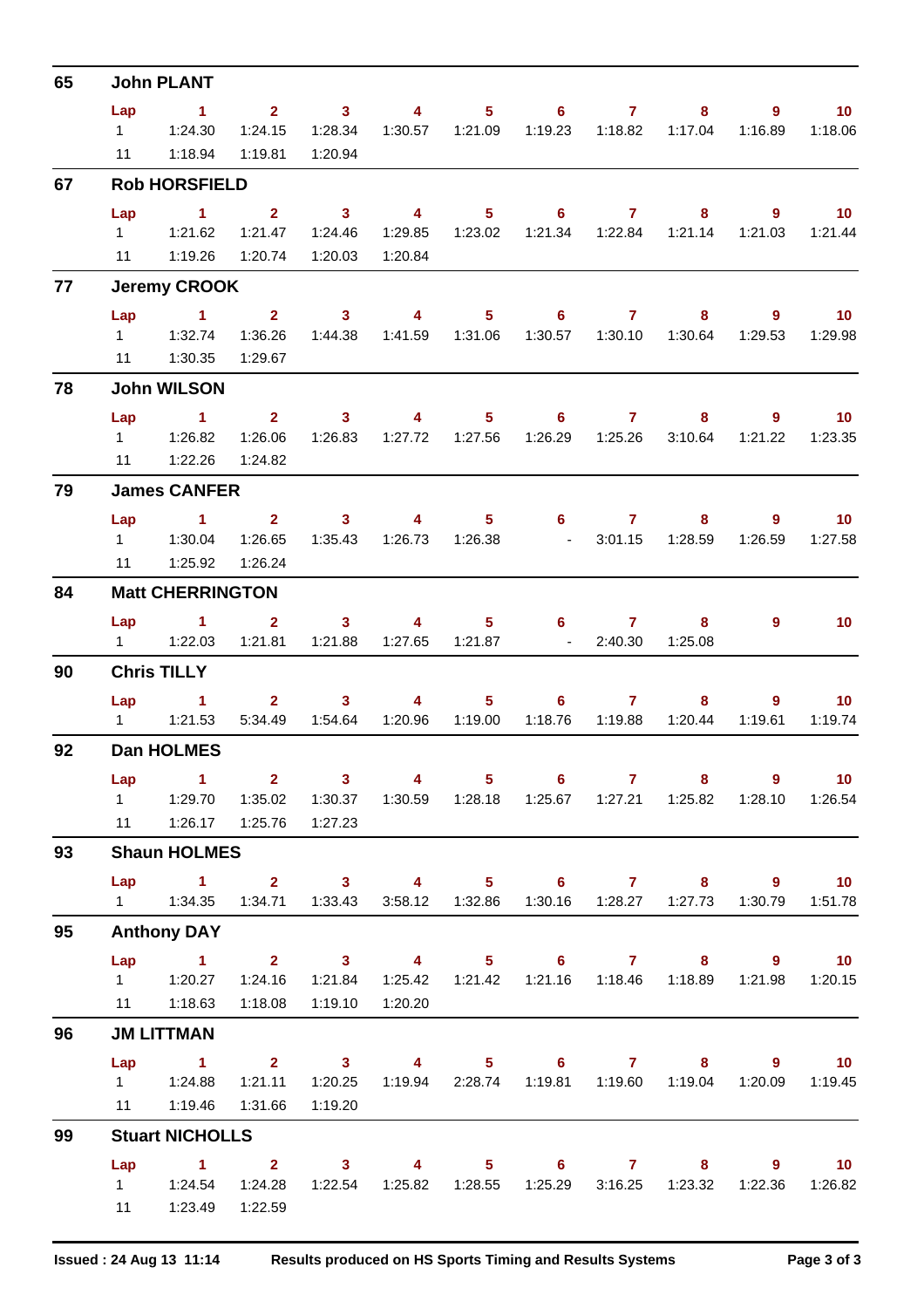## 65 John PLANT

| Lap | 1 | 2 | 3 | 4 | 5 | 6 | 7 | 8 | 9 | 10 |
|---|---|---|---|---|---|---|---|---|---|---|
| 1 | 1:24.30 | 1:24.15 | 1:28.34 | 1:30.57 | 1:21.09 | 1:19.23 | 1:18.82 | 1:17.04 | 1:16.89 | 1:18.06 |
| 11 | 1:18.94 | 1:19.81 | 1:20.94 | | | | | | | |

## 67 Rob HORSFIELD

| Lap | 1 | 2 | 3 | 4 | 5 | 6 | 7 | 8 | 9 | 10 |
|---|---|---|---|---|---|---|---|---|---|---|
| 1 | 1:21.62 | 1:21.47 | 1:24.46 | 1:29.85 | 1:23.02 | 1:21.34 | 1:22.84 | 1:21.14 | 1:21.03 | 1:21.44 |
| 11 | 1:19.26 | 1:20.74 | 1:20.03 | 1:20.84 | | | | | | |

## 77 Jeremy CROOK

| Lap | 1 | 2 | 3 | 4 | 5 | 6 | 7 | 8 | 9 | 10 |
|---|---|---|---|---|---|---|---|---|---|---|
| 1 | 1:32.74 | 1:36.26 | 1:44.38 | 1:41.59 | 1:31.06 | 1:30.57 | 1:30.10 | 1:30.64 | 1:29.53 | 1:29.98 |
| 11 | 1:30.35 | 1:29.67 | | | | | | | | |

## 78 John WILSON

| Lap | 1 | 2 | 3 | 4 | 5 | 6 | 7 | 8 | 9 | 10 |
|---|---|---|---|---|---|---|---|---|---|---|
| 1 | 1:26.82 | 1:26.06 | 1:26.83 | 1:27.72 | 1:27.56 | 1:26.29 | 1:25.26 | 3:10.64 | 1:21.22 | 1:23.35 |
| 11 | 1:22.26 | 1:24.82 | | | | | | | | |

## 79 James CANFER

| Lap | 1 | 2 | 3 | 4 | 5 | 6 | 7 | 8 | 9 | 10 |
|---|---|---|---|---|---|---|---|---|---|---|
| 1 | 1:30.04 | 1:26.65 | 1:35.43 | 1:26.73 | 1:26.38 | - | 3:01.15 | 1:28.59 | 1:26.59 | 1:27.58 |
| 11 | 1:25.92 | 1:26.24 | | | | | | | | |

## 84 Matt CHERRINGTON

| Lap | 1 | 2 | 3 | 4 | 5 | 6 | 7 | 8 | 9 | 10 |
|---|---|---|---|---|---|---|---|---|---|---|
| 1 | 1:22.03 | 1:21.81 | 1:21.88 | 1:27.65 | 1:21.87 | - | 2:40.30 | 1:25.08 | | |

## 90 Chris TILLY

| Lap | 1 | 2 | 3 | 4 | 5 | 6 | 7 | 8 | 9 | 10 |
|---|---|---|---|---|---|---|---|---|---|---|
| 1 | 1:21.53 | 5:34.49 | 1:54.64 | 1:20.96 | 1:19.00 | 1:18.76 | 1:19.88 | 1:20.44 | 1:19.61 | 1:19.74 |

## 92 Dan HOLMES

| Lap | 1 | 2 | 3 | 4 | 5 | 6 | 7 | 8 | 9 | 10 |
|---|---|---|---|---|---|---|---|---|---|---|
| 1 | 1:29.70 | 1:35.02 | 1:30.37 | 1:30.59 | 1:28.18 | 1:25.67 | 1:27.21 | 1:25.82 | 1:28.10 | 1:26.54 |
| 11 | 1:26.17 | 1:25.76 | 1:27.23 | | | | | | | |

## 93 Shaun HOLMES

| Lap | 1 | 2 | 3 | 4 | 5 | 6 | 7 | 8 | 9 | 10 |
|---|---|---|---|---|---|---|---|---|---|---|
| 1 | 1:34.35 | 1:34.71 | 1:33.43 | 3:58.12 | 1:32.86 | 1:30.16 | 1:28.27 | 1:27.73 | 1:30.79 | 1:51.78 |

## 95 Anthony DAY

| Lap | 1 | 2 | 3 | 4 | 5 | 6 | 7 | 8 | 9 | 10 |
|---|---|---|---|---|---|---|---|---|---|---|
| 1 | 1:20.27 | 1:24.16 | 1:21.84 | 1:25.42 | 1:21.42 | 1:21.16 | 1:18.46 | 1:18.89 | 1:21.98 | 1:20.15 |
| 11 | 1:18.63 | 1:18.08 | 1:19.10 | 1:20.20 | | | | | | |

## 96 JM LITTMAN

| Lap | 1 | 2 | 3 | 4 | 5 | 6 | 7 | 8 | 9 | 10 |
|---|---|---|---|---|---|---|---|---|---|---|
| 1 | 1:24.88 | 1:21.11 | 1:20.25 | 1:19.94 | 2:28.74 | 1:19.81 | 1:19.60 | 1:19.04 | 1:20.09 | 1:19.45 |
| 11 | 1:19.46 | 1:31.66 | 1:19.20 | | | | | | | |

## 99 Stuart NICHOLLS

| Lap | 1 | 2 | 3 | 4 | 5 | 6 | 7 | 8 | 9 | 10 |
|---|---|---|---|---|---|---|---|---|---|---|
| 1 | 1:24.54 | 1:24.28 | 1:22.54 | 1:25.82 | 1:28.55 | 1:25.29 | 3:16.25 | 1:23.32 | 1:22.36 | 1:26.82 |
| 11 | 1:23.49 | 1:22.59 | | | | | | | | |

Issued : 24 Aug 13 11:14 Results produced on HS Sports Timing and Results Systems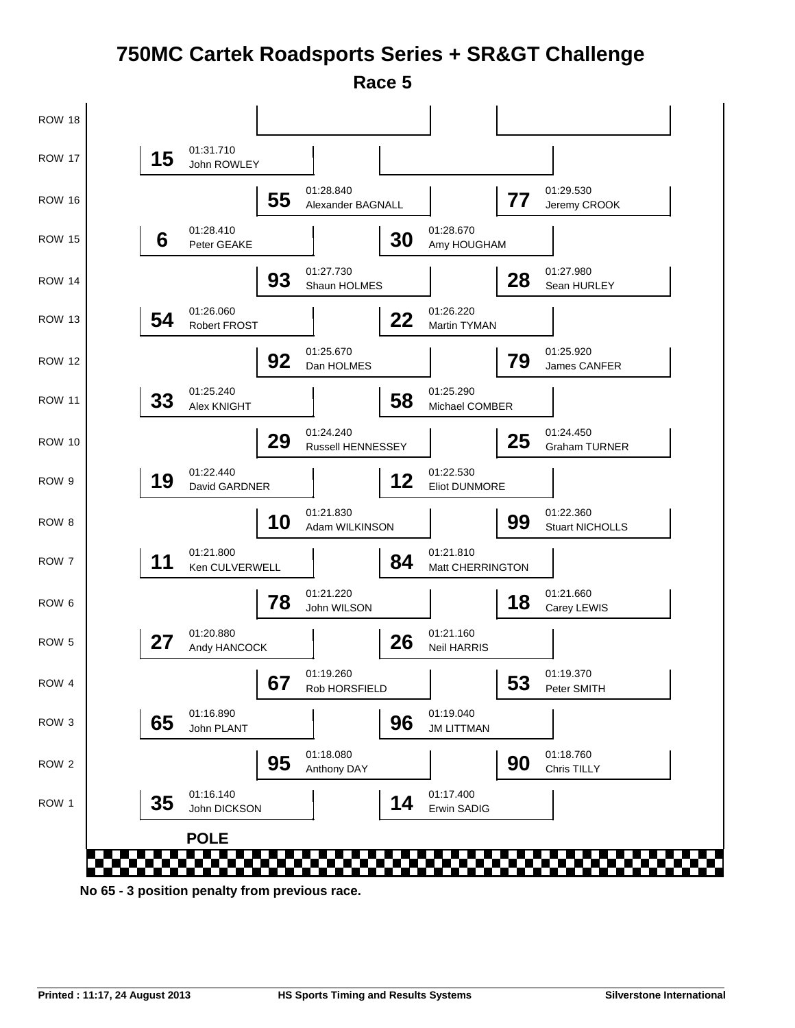# 750MC Cartek Roadsports Series + SR&GT Challenge

## Race 5

| Row | Left | Centre | Right |
|---|---|---|---|
| ROW 18 | | (empty) | (empty) |
| ROW 17 | **15** 01:31.710 John ROWLEY | | (empty) |
| ROW 16 | | **55** 01:28.840 Alexander BAGNALL | **77** 01:29.530 Jeremy CROOK |
| ROW 15 | **6** 01:28.410 Peter GEAKE | | **30** 01:28.670 Amy HOUGHAM |
| ROW 14 | | **93** 01:27.730 Shaun HOLMES | **28** 01:27.980 Sean HURLEY |
| ROW 13 | **54** 01:26.060 Robert FROST | | **22** 01:26.220 Martin TYMAN |
| ROW 12 | | **92** 01:25.670 Dan HOLMES | **79** 01:25.920 James CANFER |
| ROW 11 | **33** 01:25.240 Alex KNIGHT | | **58** 01:25.290 Michael COMBER |
| ROW 10 | | **29** 01:24.240 Russell HENNESSEY | **25** 01:24.450 Graham TURNER |
| ROW 9 | **19** 01:22.440 David GARDNER | | **12** 01:22.530 Eliot DUNMORE |
| ROW 8 | | **10** 01:21.830 Adam WILKINSON | **99** 01:22.360 Stuart NICHOLLS |
| ROW 7 | **11** 01:21.800 Ken CULVERWELL | | **84** 01:21.810 Matt CHERRINGTON |
| ROW 6 | | **78** 01:21.220 John WILSON | **18** 01:21.660 Carey LEWIS |
| ROW 5 | **27** 01:20.880 Andy HANCOCK | | **26** 01:21.160 Neil HARRIS |
| ROW 4 | | **67** 01:19.260 Rob HORSFIELD | **53** 01:19.370 Peter SMITH |
| ROW 3 | **65** 01:16.890 John PLANT | | **96** 01:19.040 JM LITTMAN |
| ROW 2 | | **95** 01:18.080 Anthony DAY | **90** 01:18.760 Chris TILLY |
| ROW 1 | **35** 01:16.140 John DICKSON | | **14** 01:17.400 Erwin SADIG |

**POLE**

**No 65 - 3 position penalty from previous race.**

Printed : 11:17, 24 August 2013 — HS Sports Timing and Results Systems — Silverstone International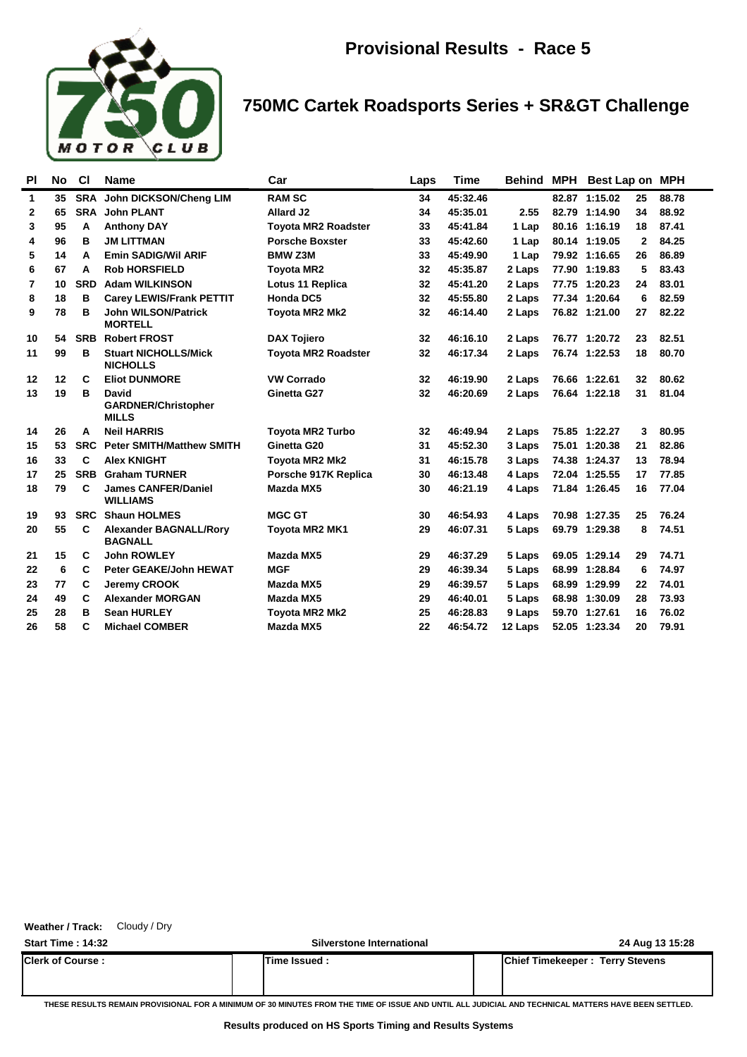# Provisional Results - Race 5

## 750MC Cartek Roadsports Series + SR&GT Challenge

| Pl | No | Cl | Name | Car | Laps | Time | Behind | MPH | Best Lap | on | MPH |
|---|---|---|---|---|---|---|---|---|---|---|---|
| 1 | 35 | SRA | John DICKSON/Cheng LIM | RAM SC | 34 | 45:32.46 | | 82.87 | 1:15.02 | 25 | 88.78 |
| 2 | 65 | SRA | John PLANT | Allard J2 | 34 | 45:35.01 | 2.55 | 82.79 | 1:14.90 | 34 | 88.92 |
| 3 | 95 | A | Anthony DAY | Toyota MR2 Roadster | 33 | 45:41.84 | 1 Lap | 80.16 | 1:16.19 | 18 | 87.41 |
| 4 | 96 | B | JM LITTMAN | Porsche Boxster | 33 | 45:42.60 | 1 Lap | 80.14 | 1:19.05 | 2 | 84.25 |
| 5 | 14 | A | Emin SADIG/Wil ARIF | BMW Z3M | 33 | 45:49.90 | 1 Lap | 79.92 | 1:16.65 | 26 | 86.89 |
| 6 | 67 | A | Rob HORSFIELD | Toyota MR2 | 32 | 45:35.87 | 2 Laps | 77.90 | 1:19.83 | 5 | 83.43 |
| 7 | 10 | SRD | Adam WILKINSON | Lotus 11 Replica | 32 | 45:41.20 | 2 Laps | 77.75 | 1:20.23 | 24 | 83.01 |
| 8 | 18 | B | Carey LEWIS/Frank PETTIT | Honda DC5 | 32 | 45:55.80 | 2 Laps | 77.34 | 1:20.64 | 6 | 82.59 |
| 9 | 78 | B | John WILSON/Patrick MORTELL | Toyota MR2 Mk2 | 32 | 46:14.40 | 2 Laps | 76.82 | 1:21.00 | 27 | 82.22 |
| 10 | 54 | SRB | Robert FROST | DAX Tojiero | 32 | 46:16.10 | 2 Laps | 76.77 | 1:20.72 | 23 | 82.51 |
| 11 | 99 | B | Stuart NICHOLLS/Mick NICHOLLS | Toyota MR2 Roadster | 32 | 46:17.34 | 2 Laps | 76.74 | 1:22.53 | 18 | 80.70 |
| 12 | 12 | C | Eliot DUNMORE | VW Corrado | 32 | 46:19.90 | 2 Laps | 76.66 | 1:22.61 | 32 | 80.62 |
| 13 | 19 | B | David GARDNER/Christopher MILLS | Ginetta G27 | 32 | 46:20.69 | 2 Laps | 76.64 | 1:22.18 | 31 | 81.04 |
| 14 | 26 | A | Neil HARRIS | Toyota MR2 Turbo | 32 | 46:49.94 | 2 Laps | 75.85 | 1:22.27 | 3 | 80.95 |
| 15 | 53 | SRC | Peter SMITH/Matthew SMITH | Ginetta G20 | 31 | 45:52.30 | 3 Laps | 75.01 | 1:20.38 | 21 | 82.86 |
| 16 | 33 | C | Alex KNIGHT | Toyota MR2 Mk2 | 31 | 46:15.78 | 3 Laps | 74.38 | 1:24.37 | 13 | 78.94 |
| 17 | 25 | SRB | Graham TURNER | Porsche 917K Replica | 30 | 46:13.48 | 4 Laps | 72.04 | 1:25.55 | 17 | 77.85 |
| 18 | 79 | C | James CANFER/Daniel WILLIAMS | Mazda MX5 | 30 | 46:21.19 | 4 Laps | 71.84 | 1:26.45 | 16 | 77.04 |
| 19 | 93 | SRC | Shaun HOLMES | MGC GT | 30 | 46:54.93 | 4 Laps | 70.98 | 1:27.35 | 25 | 76.24 |
| 20 | 55 | C | Alexander BAGNALL/Rory BAGNALL | Toyota MR2 MK1 | 29 | 46:07.31 | 5 Laps | 69.79 | 1:29.38 | 8 | 74.51 |
| 21 | 15 | C | John ROWLEY | Mazda MX5 | 29 | 46:37.29 | 5 Laps | 69.05 | 1:29.14 | 29 | 74.71 |
| 22 | 6 | C | Peter GEAKE/John HEWAT | MGF | 29 | 46:39.34 | 5 Laps | 68.99 | 1:28.84 | 6 | 74.97 |
| 23 | 77 | C | Jeremy CROOK | Mazda MX5 | 29 | 46:39.57 | 5 Laps | 68.99 | 1:29.99 | 22 | 74.01 |
| 24 | 49 | C | Alexander MORGAN | Mazda MX5 | 29 | 46:40.01 | 5 Laps | 68.98 | 1:30.09 | 28 | 73.93 |
| 25 | 28 | B | Sean HURLEY | Toyota MR2 Mk2 | 25 | 46:28.83 | 9 Laps | 59.70 | 1:27.61 | 16 | 76.02 |
| 26 | 58 | C | Michael COMBER | Mazda MX5 | 22 | 46:54.72 | 12 Laps | 52.05 | 1:23.34 | 20 | 79.91 |

**Weather / Track:** Cloudy / Dry

**Start Time : 14:32** | **Silverstone International** | **24 Aug 13 15:28**

| Clerk of Course : | Time Issued : | Chief Timekeeper : Terry Stevens |
|---|---|---|
| | | |

THESE RESULTS REMAIN PROVISIONAL FOR A MINIMUM OF 30 MINUTES FROM THE TIME OF ISSUE AND UNTIL ALL JUDICIAL AND TECHNICAL MATTERS HAVE BEEN SETTLED.

**Results produced on HS Sports Timing and Results Systems**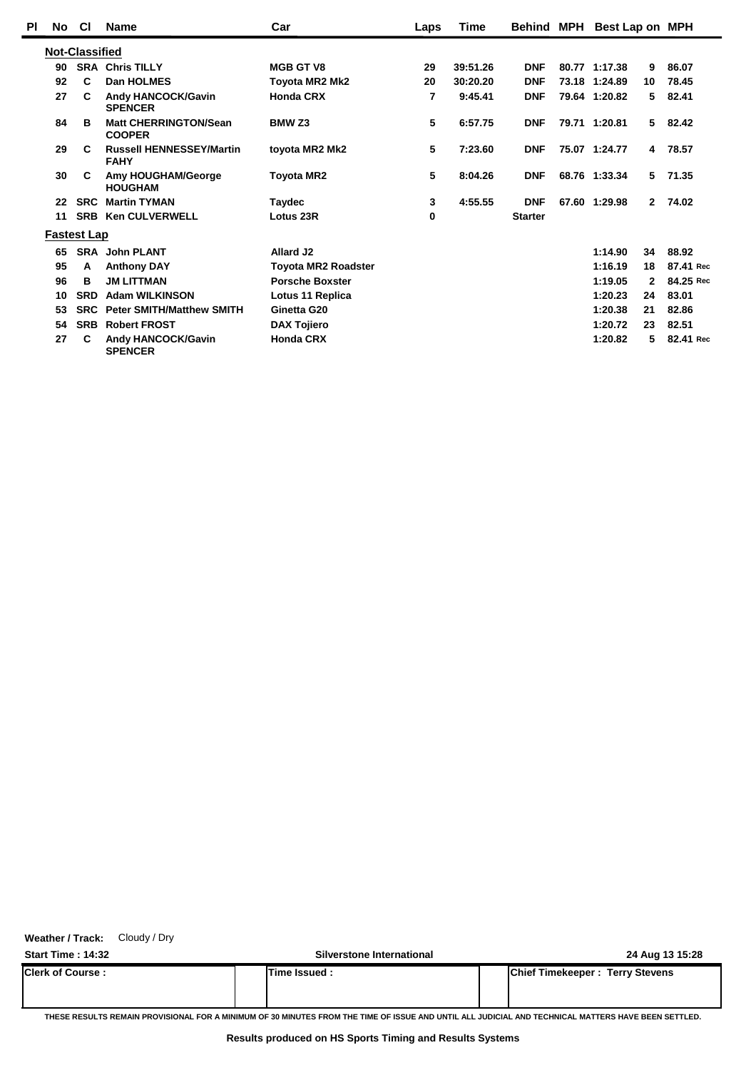| Pl | No | Cl | Name | Car | Laps | Time | Behind | MPH | Best Lap | on | MPH |
|---|---|---|---|---|---|---|---|---|---|---|---|
| **Not-Classified** | | | | | | | | | | | |
| | 90 | SRA | Chris TILLY | MGB GT V8 | 29 | 39:51.26 | DNF | 80.77 | 1:17.38 | 9 | 86.07 |
| | 92 | C | Dan HOLMES | Toyota MR2 Mk2 | 20 | 30:20.20 | DNF | 73.18 | 1:24.89 | 10 | 78.45 |
| | 27 | C | Andy HANCOCK/Gavin SPENCER | Honda CRX | 7 | 9:45.41 | DNF | 79.64 | 1:20.82 | 5 | 82.41 |
| | 84 | B | Matt CHERRINGTON/Sean COOPER | BMW Z3 | 5 | 6:57.75 | DNF | 79.71 | 1:20.81 | 5 | 82.42 |
| | 29 | C | Russell HENNESSEY/Martin FAHY | toyota MR2 Mk2 | 5 | 7:23.60 | DNF | 75.07 | 1:24.77 | 4 | 78.57 |
| | 30 | C | Amy HOUGHAM/George HOUGHAM | Toyota MR2 | 5 | 8:04.26 | DNF | 68.76 | 1:33.34 | 5 | 71.35 |
| | 22 | SRC | Martin TYMAN | Taydec | 3 | 4:55.55 | DNF | 67.60 | 1:29.98 | 2 | 74.02 |
| | 11 | SRB | Ken CULVERWELL | Lotus 23R | 0 | | Starter | | | | |
| **Fastest Lap** | | | | | | | | | | | |
| | 65 | SRA | John PLANT | Allard J2 | | | | | 1:14.90 | 34 | 88.92 |
| | 95 | A | Anthony DAY | Toyota MR2 Roadster | | | | | 1:16.19 | 18 | 87.41 Rec |
| | 96 | B | JM LITTMAN | Porsche Boxster | | | | | 1:19.05 | 2 | 84.25 Rec |
| | 10 | SRD | Adam WILKINSON | Lotus 11 Replica | | | | | 1:20.23 | 24 | 83.01 |
| | 53 | SRC | Peter SMITH/Matthew SMITH | Ginetta G20 | | | | | 1:20.38 | 21 | 82.86 |
| | 54 | SRB | Robert FROST | DAX Tojiero | | | | | 1:20.72 | 23 | 82.51 |
| | 27 | C | Andy HANCOCK/Gavin SPENCER | Honda CRX | | | | | 1:20.82 | 5 | 82.41 Rec |

**Weather / Track:** Cloudy / Dry

**Start Time : 14:32** | **Silverstone International** | **24 Aug 13 15:28**

| Clerk of Course : | Time Issued : | Chief Timekeeper : Terry Stevens |
|---|---|---|
| | | |

THESE RESULTS REMAIN PROVISIONAL FOR A MINIMUM OF 30 MINUTES FROM THE TIME OF ISSUE AND UNTIL ALL JUDICIAL AND TECHNICAL MATTERS HAVE BEEN SETTLED.

**Results produced on HS Sports Timing and Results Systems**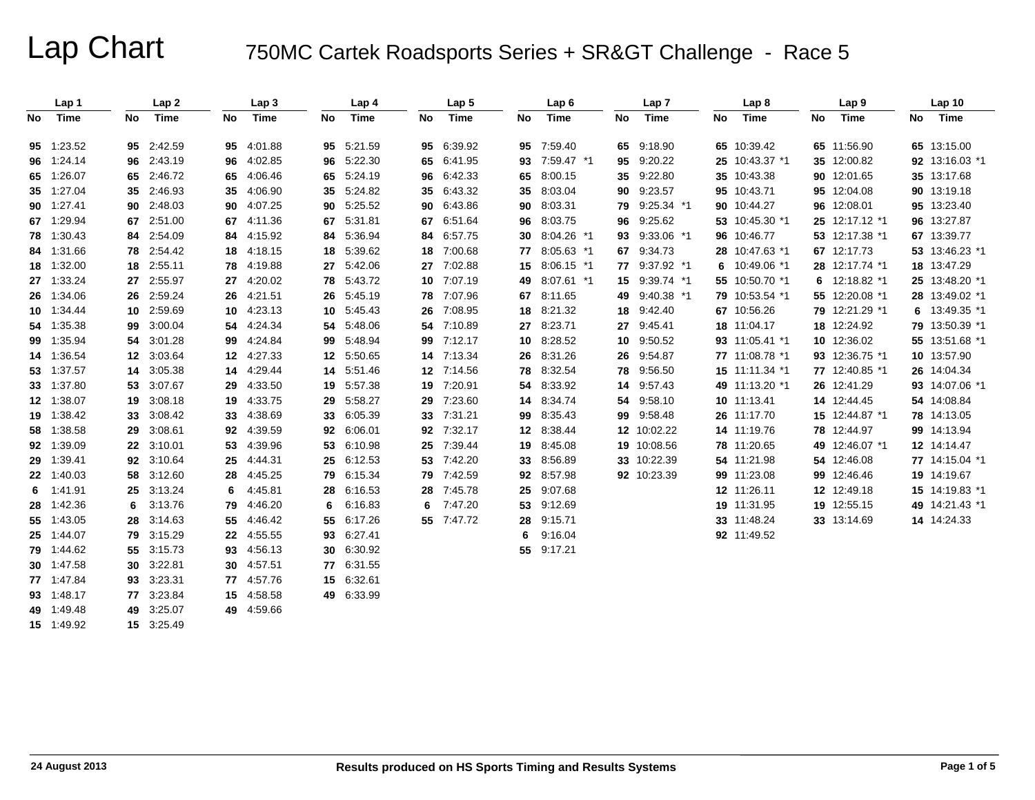# Lap Chart

## 750MC Cartek Roadsports Series + SR&GT Challenge - Race 5

| Lap 1 | | Lap 2 | | Lap 3 | | Lap 4 | | Lap 5 | | Lap 6 | | Lap 7 | | Lap 8 | | Lap 9 | | Lap 10 | |
|---|---|---|---|---|---|---|---|---|---|---|---|---|---|---|---|---|---|---|---|
| No | Time | No | Time | No | Time | No | Time | No | Time | No | Time | No | Time | No | Time | No | Time | No | Time |
| 95 | 1:23.52 | 95 | 2:42.59 | 95 | 4:01.88 | 95 | 5:21.59 | 95 | 6:39.92 | 95 | 7:59.40 | 65 | 9:18.90 | 65 | 10:39.42 | 65 | 11:56.90 | 65 | 13:15.00 |
| 96 | 1:24.14 | 96 | 2:43.19 | 96 | 4:02.85 | 96 | 5:22.30 | 65 | 6:41.95 | 93 | 7:59.47 *1 | 95 | 9:20.22 | 25 | 10:43.37 *1 | 35 | 12:00.82 | 92 | 13:16.03 *1 |
| 65 | 1:26.07 | 65 | 2:46.72 | 65 | 4:06.46 | 65 | 5:24.19 | 96 | 6:42.33 | 65 | 8:00.15 | 35 | 9:22.80 | 35 | 10:43.38 | 90 | 12:01.65 | 35 | 13:17.68 |
| 35 | 1:27.04 | 35 | 2:46.93 | 35 | 4:06.90 | 35 | 5:24.82 | 35 | 6:43.32 | 35 | 8:03.04 | 90 | 9:23.57 | 95 | 10:43.71 | 95 | 12:04.08 | 90 | 13:19.18 |
| 90 | 1:27.41 | 90 | 2:48.03 | 90 | 4:07.25 | 90 | 5:25.52 | 90 | 6:43.86 | 90 | 8:03.31 | 79 | 9:25.34 *1 | 90 | 10:44.27 | 96 | 12:08.01 | 95 | 13:23.40 |
| 67 | 1:29.94 | 67 | 2:51.00 | 67 | 4:11.36 | 67 | 5:31.81 | 67 | 6:51.64 | 96 | 8:03.75 | 96 | 9:25.62 | 53 | 10:45.30 *1 | 25 | 12:17.12 *1 | 96 | 13:27.87 |
| 78 | 1:30.43 | 84 | 2:54.09 | 84 | 4:15.92 | 84 | 5:36.94 | 84 | 6:57.75 | 30 | 8:04.26 *1 | 93 | 9:33.06 *1 | 96 | 10:46.77 | 53 | 12:17.38 *1 | 67 | 13:39.77 |
| 84 | 1:31.66 | 78 | 2:54.42 | 18 | 4:18.15 | 18 | 5:39.62 | 18 | 7:00.68 | 77 | 8:05.63 *1 | 67 | 9:34.73 | 28 | 10:47.63 *1 | 67 | 12:17.73 | 53 | 13:46.23 *1 |
| 18 | 1:32.00 | 18 | 2:55.11 | 78 | 4:19.88 | 27 | 5:42.06 | 27 | 7:02.88 | 15 | 8:06.15 *1 | 77 | 9:37.92 *1 | 6 | 10:49.06 *1 | 28 | 12:17.74 *1 | 18 | 13:47.29 |
| 27 | 1:33.24 | 27 | 2:55.97 | 27 | 4:20.02 | 78 | 5:43.72 | 10 | 7:07.19 | 49 | 8:07.61 *1 | 15 | 9:39.74 *1 | 55 | 10:50.70 *1 | 6 | 12:18.82 *1 | 25 | 13:48.20 *1 |
| 26 | 1:34.06 | 26 | 2:59.24 | 26 | 4:21.51 | 26 | 5:45.19 | 78 | 7:07.96 | 67 | 8:11.65 | 49 | 9:40.38 *1 | 79 | 10:53.54 *1 | 55 | 12:20.08 *1 | 28 | 13:49.02 *1 |
| 10 | 1:34.44 | 10 | 2:59.69 | 10 | 4:23.13 | 10 | 5:45.43 | 26 | 7:08.95 | 18 | 8:21.32 | 18 | 9:42.40 | 67 | 10:56.26 | 79 | 12:21.29 *1 | 6 | 13:49.35 *1 |
| 54 | 1:35.38 | 99 | 3:00.04 | 54 | 4:24.34 | 54 | 5:48.06 | 54 | 7:10.89 | 27 | 8:23.71 | 27 | 9:45.41 | 18 | 11:04.17 | 18 | 12:24.92 | 79 | 13:50.39 *1 |
| 99 | 1:35.94 | 54 | 3:01.28 | 99 | 4:24.84 | 99 | 5:48.94 | 99 | 7:12.17 | 10 | 8:28.52 | 10 | 9:50.52 | 93 | 11:05.41 *1 | 10 | 12:36.02 | 55 | 13:51.68 *1 |
| 14 | 1:36.54 | 12 | 3:03.64 | 12 | 4:27.33 | 12 | 5:50.65 | 14 | 7:13.34 | 26 | 8:31.26 | 26 | 9:54.87 | 77 | 11:08.78 *1 | 93 | 12:36.75 *1 | 10 | 13:57.90 |
| 53 | 1:37.57 | 14 | 3:05.38 | 14 | 4:29.44 | 14 | 5:51.46 | 12 | 7:14.56 | 78 | 8:32.54 | 78 | 9:56.50 | 15 | 11:11.34 *1 | 77 | 12:40.85 *1 | 26 | 14:04.34 |
| 33 | 1:37.80 | 53 | 3:07.67 | 29 | 4:33.50 | 19 | 5:57.38 | 19 | 7:20.91 | 54 | 8:33.92 | 14 | 9:57.43 | 49 | 11:13.20 *1 | 26 | 12:41.29 | 93 | 14:07.06 *1 |
| 12 | 1:38.07 | 19 | 3:08.18 | 19 | 4:33.75 | 29 | 5:58.27 | 29 | 7:23.60 | 14 | 8:34.74 | 54 | 9:58.10 | 10 | 11:13.41 | 14 | 12:44.45 | 54 | 14:08.84 |
| 19 | 1:38.42 | 33 | 3:08.42 | 33 | 4:38.69 | 33 | 6:05.39 | 33 | 7:31.21 | 99 | 8:35.43 | 99 | 9:58.48 | 26 | 11:17.70 | 15 | 12:44.87 *1 | 78 | 14:13.05 |
| 58 | 1:38.58 | 29 | 3:08.61 | 92 | 4:39.59 | 92 | 6:06.01 | 92 | 7:32.17 | 12 | 8:38.44 | 12 | 10:02.22 | 14 | 11:19.76 | 78 | 12:44.97 | 99 | 14:13.94 |
| 92 | 1:39.09 | 22 | 3:10.01 | 53 | 4:39.96 | 53 | 6:10.98 | 25 | 7:39.44 | 19 | 8:45.08 | 19 | 10:08.56 | 78 | 11:20.65 | 49 | 12:46.07 *1 | 12 | 14:14.47 |
| 29 | 1:39.41 | 92 | 3:10.64 | 25 | 4:44.31 | 25 | 6:12.53 | 53 | 7:42.20 | 33 | 8:56.89 | 33 | 10:22.39 | 54 | 11:21.98 | 54 | 12:46.08 | 77 | 14:15.04 *1 |
| 22 | 1:40.03 | 58 | 3:12.60 | 28 | 4:45.25 | 79 | 6:15.34 | 79 | 7:42.59 | 92 | 8:57.98 | 92 | 10:23.39 | 99 | 11:23.08 | 99 | 12:46.46 | 19 | 14:19.67 |
| 6 | 1:41.91 | 25 | 3:13.24 | 6 | 4:45.81 | 28 | 6:16.53 | 28 | 7:45.78 | 25 | 9:07.68 | | | 12 | 11:26.11 | 12 | 12:49.18 | 15 | 14:19.83 *1 |
| 28 | 1:42.36 | 6 | 3:13.76 | 79 | 4:46.20 | 6 | 6:16.83 | 6 | 7:47.20 | 53 | 9:12.69 | | | 19 | 11:31.95 | 19 | 12:55.15 | 49 | 14:21.43 *1 |
| 55 | 1:43.05 | 28 | 3:14.63 | 55 | 4:46.42 | 55 | 6:17.26 | 55 | 7:47.72 | 28 | 9:15.71 | | | 33 | 11:48.24 | 33 | 13:14.69 | 14 | 14:24.33 |
| 25 | 1:44.07 | 79 | 3:15.29 | 22 | 4:55.55 | 93 | 6:27.41 | | | 6 | 9:16.04 | | | 92 | 11:49.52 | | | | |
| 79 | 1:44.62 | 55 | 3:15.73 | 93 | 4:56.13 | 30 | 6:30.92 | | | 55 | 9:17.21 | | | | | | | | |
| 30 | 1:47.58 | 30 | 3:22.81 | 30 | 4:57.51 | 77 | 6:31.55 | | | | | | | | | | | | |
| 77 | 1:47.84 | 93 | 3:23.31 | 77 | 4:57.76 | 15 | 6:32.61 | | | | | | | | | | | | |
| 93 | 1:48.17 | 77 | 3:23.84 | 15 | 4:58.58 | 49 | 6:33.99 | | | | | | | | | | | | |
| 49 | 1:49.48 | 49 | 3:25.07 | 49 | 4:59.66 | | | | | | | | | | | | | | |
| 15 | 1:49.92 | 15 | 3:25.49 | | | | | | | | | | | | | | | | |

24 August 2013

Results produced on HS Sports Timing and Results Systems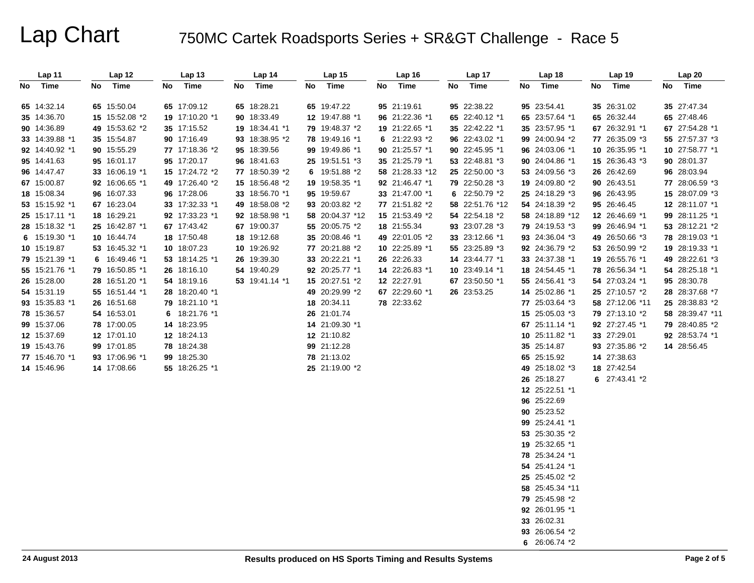# Lap Chart

## 750MC Cartek Roadsports Series + SR&GT Challenge - Race 5

| Lap 11 | | Lap 12 | | Lap 13 | | Lap 14 | | Lap 15 | | Lap 16 | | Lap 17 | | Lap 18 | | Lap 19 | | Lap 20 | |
|---|---|---|---|---|---|---|---|---|---|---|---|---|---|---|---|---|---|---|---|
| No | Time | No | Time | No | Time | No | Time | No | Time | No | Time | No | Time | No | Time | No | Time | No | Time |
| 65 | 14:32.14 | 65 | 15:50.04 | 65 | 17:09.12 | 65 | 18:28.21 | 65 | 19:47.22 | 95 | 21:19.61 | 95 | 22:38.22 | 95 | 23:54.41 | 35 | 26:31.02 | 35 | 27:47.34 |
| 35 | 14:36.70 | 15 | 15:52.08 *2 | 19 | 17:10.20 *1 | 90 | 18:33.49 | 12 | 19:47.88 *1 | 96 | 21:22.36 *1 | 65 | 22:40.12 *1 | 65 | 23:57.64 *1 | 65 | 26:32.44 | 65 | 27:48.46 |
| 90 | 14:36.89 | 49 | 15:53.62 *2 | 35 | 17:15.52 | 19 | 18:34.41 *1 | 79 | 19:48.37 *2 | 19 | 21:22.65 *1 | 35 | 22:42.22 *1 | 35 | 23:57.95 *1 | 67 | 26:32.91 *1 | 67 | 27:54.28 *1 |
| 33 | 14:39.88 *1 | 35 | 15:54.87 | 90 | 17:16.49 | 93 | 18:38.95 *2 | 78 | 19:49.16 *1 | 6 | 21:22.93 *2 | 96 | 22:43.02 *1 | 99 | 24:00.94 *2 | 77 | 26:35.09 *3 | 55 | 27:57.37 *3 |
| 92 | 14:40.92 *1 | 90 | 15:55.29 | 77 | 17:18.36 *2 | 95 | 18:39.56 | 99 | 19:49.86 *1 | 90 | 21:25.57 *1 | 90 | 22:45.95 *1 | 96 | 24:03.06 *1 | 10 | 26:35.95 *1 | 10 | 27:58.77 *1 |
| 95 | 14:41.63 | 95 | 16:01.17 | 95 | 17:20.17 | 96 | 18:41.63 | 25 | 19:51.51 *3 | 35 | 21:25.79 *1 | 53 | 22:48.81 *3 | 90 | 24:04.86 *1 | 15 | 26:36.43 *3 | 90 | 28:01.37 |
| 96 | 14:47.47 | 33 | 16:06.19 *1 | 15 | 17:24.72 *2 | 77 | 18:50.39 *2 | 6 | 19:51.88 *2 | 58 | 21:28.33 *12 | 25 | 22:50.00 *3 | 53 | 24:09.56 *3 | 26 | 26:42.69 | 96 | 28:03.94 |
| 67 | 15:00.87 | 92 | 16:06.65 *1 | 49 | 17:26.40 *2 | 15 | 18:56.48 *2 | 19 | 19:58.35 *1 | 92 | 21:46.47 *1 | 79 | 22:50.28 *3 | 19 | 24:09.80 *2 | 90 | 26:43.51 | 77 | 28:06.59 *3 |
| 18 | 15:08.34 | 96 | 16:07.33 | 96 | 17:28.06 | 33 | 18:56.70 *1 | 95 | 19:59.67 | 33 | 21:47.00 *1 | 6 | 22:50.79 *2 | 25 | 24:18.29 *3 | 96 | 26:43.95 | 15 | 28:07.09 *3 |
| 53 | 15:15.92 *1 | 67 | 16:23.04 | 33 | 17:32.33 *1 | 49 | 18:58.08 *2 | 93 | 20:03.82 *2 | 77 | 21:51.82 *2 | 58 | 22:51.76 *12 | 54 | 24:18.39 *2 | 95 | 26:46.45 | 12 | 28:11.07 *1 |
| 25 | 15:17.11 *1 | 18 | 16:29.21 | 92 | 17:33.23 *1 | 92 | 18:58.98 *1 | 58 | 20:04.37 *12 | 15 | 21:53.49 *2 | 54 | 22:54.18 *2 | 58 | 24:18.89 *12 | 12 | 26:46.69 *1 | 99 | 28:11.25 *1 |
| 28 | 15:18.32 *1 | 25 | 16:42.87 *1 | 67 | 17:43.42 | 67 | 19:00.37 | 55 | 20:05.75 *2 | 18 | 21:55.34 | 93 | 23:07.28 *3 | 79 | 24:19.53 *3 | 99 | 26:46.94 *1 | 53 | 28:12.21 *2 |
| 6 | 15:19.30 *1 | 10 | 16:44.74 | 18 | 17:50.48 | 18 | 19:12.68 | 35 | 20:08.46 *1 | 49 | 22:01.05 *2 | 33 | 23:12.66 *1 | 93 | 24:36.04 *3 | 49 | 26:50.66 *3 | 78 | 28:19.03 *1 |
| 10 | 15:19.87 | 53 | 16:45.32 *1 | 10 | 18:07.23 | 10 | 19:26.92 | 77 | 20:21.88 *2 | 10 | 22:25.89 *1 | 55 | 23:25.89 *3 | 92 | 24:36.79 *2 | 53 | 26:50.99 *2 | 19 | 28:19.33 *1 |
| 79 | 15:21.39 *1 | 6 | 16:49.46 *1 | 53 | 18:14.25 *1 | 26 | 19:39.30 | 33 | 20:22.21 *1 | 26 | 22:26.33 | 14 | 23:44.77 *1 | 33 | 24:37.38 *1 | 19 | 26:55.76 *1 | 49 | 28:22.61 *3 |
| 55 | 15:21.76 *1 | 79 | 16:50.85 *1 | 26 | 18:16.10 | 54 | 19:40.29 | 92 | 20:25.77 *1 | 14 | 22:26.83 *1 | 10 | 23:49.14 *1 | 18 | 24:54.45 *1 | 78 | 26:56.34 *1 | 54 | 28:25.18 *1 |
| 26 | 15:28.00 | 28 | 16:51.20 *1 | 54 | 18:19.16 | 53 | 19:41.14 *1 | 15 | 20:27.51 *2 | 12 | 22:27.91 | 67 | 23:50.50 *1 | 55 | 24:56.41 *3 | 54 | 27:03.24 *1 | 95 | 28:30.78 |
| 54 | 15:31.19 | 55 | 16:51.44 *1 | 28 | 18:20.40 *1 | | | 49 | 20:29.99 *2 | 67 | 22:29.60 *1 | 26 | 23:53.25 | 14 | 25:02.86 *1 | 25 | 27:10.57 *2 | 28 | 28:37.68 *7 |
| 93 | 15:35.83 *1 | 26 | 16:51.68 | 79 | 18:21.10 *1 | | | 18 | 20:34.11 | 78 | 22:33.62 | | | 77 | 25:03.64 *3 | 58 | 27:12.06 *11 | 25 | 28:38.83 *2 |
| 78 | 15:36.57 | 54 | 16:53.01 | 6 | 18:21.76 *1 | | | 26 | 21:01.74 | | | | | 15 | 25:05.03 *3 | 79 | 27:13.10 *2 | 58 | 28:39.47 *11 |
| 99 | 15:37.06 | 78 | 17:00.05 | 14 | 18:23.95 | | | 14 | 21:09.30 *1 | | | | | 67 | 25:11.14 *1 | 92 | 27:27.45 *1 | 79 | 28:40.85 *2 |
| 12 | 15:37.69 | 12 | 17:01.10 | 12 | 18:24.13 | | | 12 | 21:10.82 | | | | | 10 | 25:11.82 *1 | 33 | 27:29.01 | 92 | 28:53.74 *1 |
| 19 | 15:43.76 | 99 | 17:01.85 | 78 | 18:24.38 | | | 99 | 21:12.28 | | | | | 35 | 25:14.87 | 93 | 27:35.86 *2 | 14 | 28:56.45 |
| 77 | 15:46.70 *1 | 93 | 17:06.96 *1 | 99 | 18:25.30 | | | 78 | 21:13.02 | | | | | 65 | 25:15.92 | 14 | 27:38.63 | | |
| 14 | 15:46.96 | 14 | 17:08.66 | 55 | 18:26.25 *1 | | | 25 | 21:19.00 *2 | | | | | 49 | 25:18.02 *3 | 18 | 27:42.54 | | |
| | | | | | | | | | | | | | | 26 | 25:18.27 | 6 | 27:43.41 *2 | | |
| | | | | | | | | | | | | | | 12 | 25:22.51 *1 | | | | |
| | | | | | | | | | | | | | | 96 | 25:22.69 | | | | |
| | | | | | | | | | | | | | | 90 | 25:23.52 | | | | |
| | | | | | | | | | | | | | | 99 | 25:24.41 *1 | | | | |
| | | | | | | | | | | | | | | 53 | 25:30.35 *2 | | | | |
| | | | | | | | | | | | | | | 19 | 25:32.65 *1 | | | | |
| | | | | | | | | | | | | | | 78 | 25:34.24 *1 | | | | |
| | | | | | | | | | | | | | | 54 | 25:41.24 *1 | | | | |
| | | | | | | | | | | | | | | 25 | 25:45.02 *2 | | | | |
| | | | | | | | | | | | | | | 58 | 25:45.34 *11 | | | | |
| | | | | | | | | | | | | | | 79 | 25:45.98 *2 | | | | |
| | | | | | | | | | | | | | | 92 | 26:01.95 *1 | | | | |
| | | | | | | | | | | | | | | 33 | 26:02.31 | | | | |
| | | | | | | | | | | | | | | 93 | 26:06.54 *2 | | | | |
| | | | | | | | | | | | | | | 6 | 26:06.74 *2 | | | | |

24 August 2013

Results produced on HS Sports Timing and Results Systems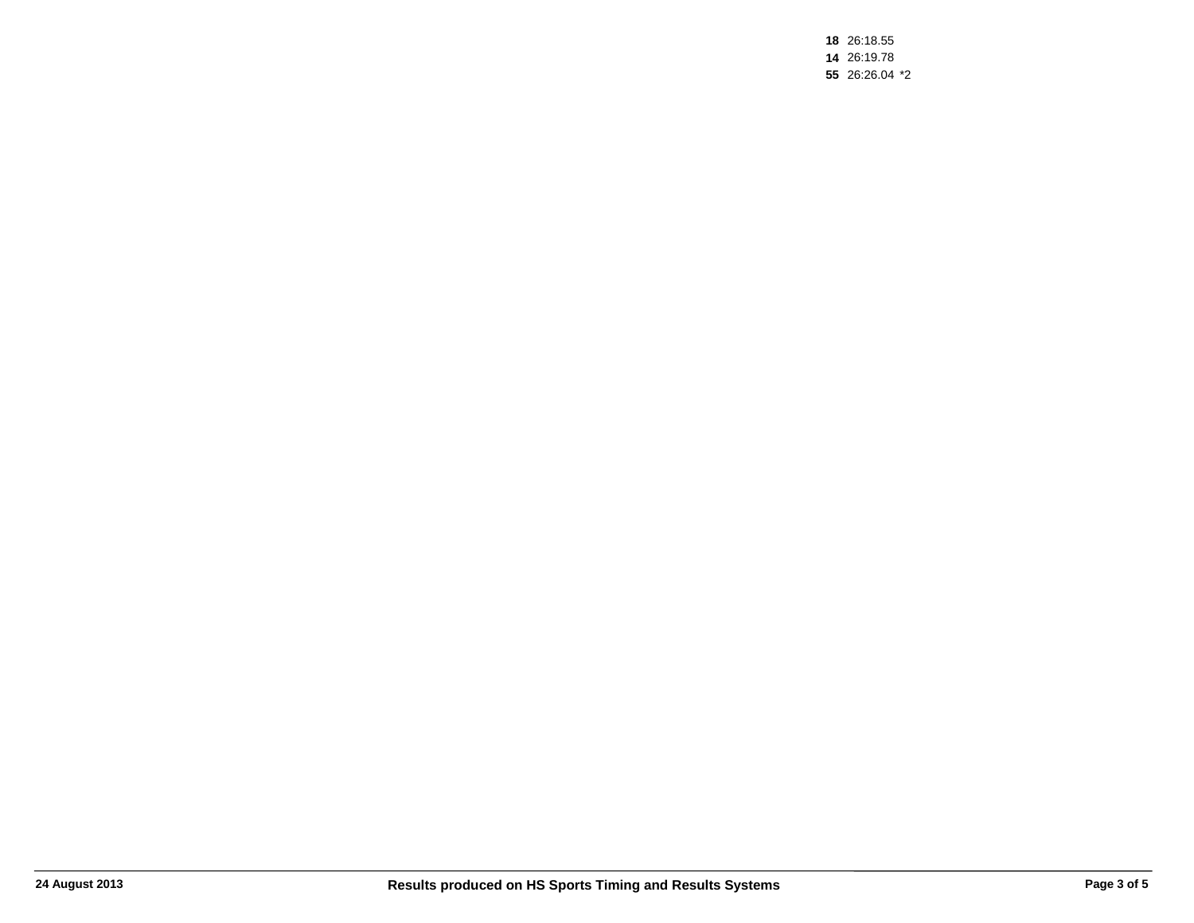**18** 26:18.55
**14** 26:19.78
**55** 26:26.04 *2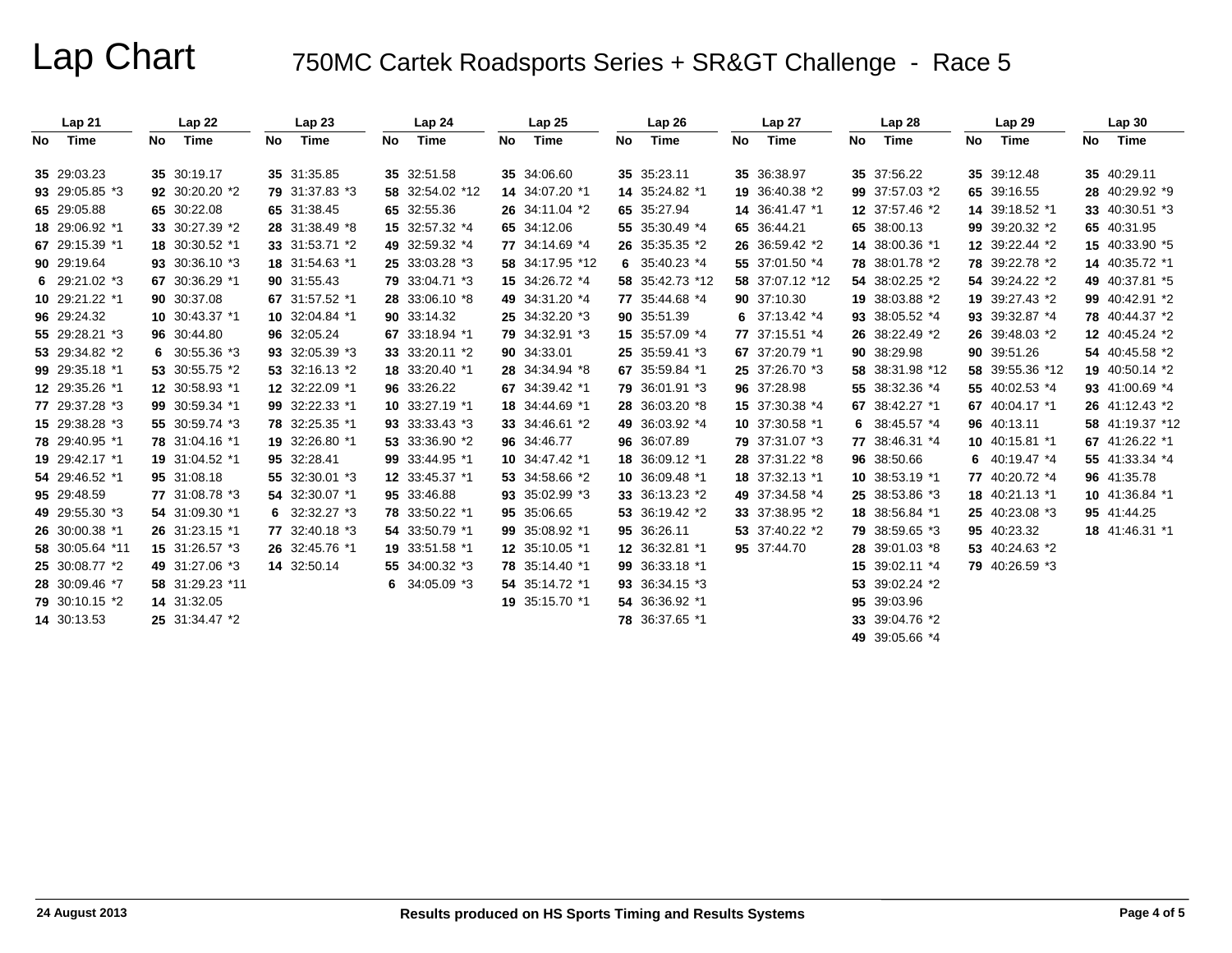# Lap Chart

## 750MC Cartek Roadsports Series + SR&GT Challenge - Race 5

| Lap 21 | | Lap 22 | | Lap 23 | | Lap 24 | | Lap 25 | | Lap 26 | | Lap 27 | | Lap 28 | | Lap 29 | | Lap 30 | |
|---|---|---|---|---|---|---|---|---|---|---|---|---|---|---|---|---|---|---|---|
| No | Time | No | Time | No | Time | No | Time | No | Time | No | Time | No | Time | No | Time | No | Time | No | Time |
| 35 | 29:03.23 | 35 | 30:19.17 | 35 | 31:35.85 | 35 | 32:51.58 | 35 | 34:06.60 | 35 | 35:23.11 | 35 | 36:38.97 | 35 | 37:56.22 | 35 | 39:12.48 | 35 | 40:29.11 |
| 93 | 29:05.85 *3 | 92 | 30:20.20 *2 | 79 | 31:37.83 *3 | 58 | 32:54.02 *12 | 14 | 34:07.20 *1 | 14 | 35:24.82 *1 | 19 | 36:40.38 *2 | 99 | 37:57.03 *2 | 65 | 39:16.55 | 28 | 40:29.92 *9 |
| 65 | 29:05.88 | 65 | 30:22.08 | 65 | 31:38.45 | 65 | 32:55.36 | 26 | 34:11.04 *2 | 65 | 35:27.94 | 14 | 36:41.47 *1 | 12 | 37:57.46 *2 | 14 | 39:18.52 *1 | 33 | 40:30.51 *3 |
| 18 | 29:06.92 *1 | 33 | 30:27.39 *2 | 28 | 31:38.49 *8 | 15 | 32:57.32 *4 | 65 | 34:12.06 | 55 | 35:30.49 *4 | 65 | 36:44.21 | 65 | 38:00.13 | 99 | 39:20.32 *2 | 65 | 40:31.95 |
| 67 | 29:15.39 *1 | 18 | 30:30.52 *1 | 33 | 31:53.71 *2 | 49 | 32:59.32 *4 | 77 | 34:14.69 *4 | 26 | 35:35.35 *2 | 26 | 36:59.42 *2 | 14 | 38:00.36 *1 | 12 | 39:22.44 *2 | 15 | 40:33.90 *5 |
| 90 | 29:19.64 | 93 | 30:36.10 *3 | 18 | 31:54.63 *1 | 25 | 33:03.28 *3 | 58 | 34:17.95 *12 | 6 | 35:40.23 *4 | 55 | 37:01.50 *4 | 78 | 38:01.78 *2 | 78 | 39:22.78 *2 | 14 | 40:35.72 *1 |
| 6 | 29:21.02 *3 | 67 | 30:36.29 *1 | 90 | 31:55.43 | 79 | 33:04.71 *3 | 15 | 34:26.72 *4 | 58 | 35:42.73 *12 | 58 | 37:07.12 *12 | 54 | 38:02.25 *2 | 54 | 39:24.22 *2 | 49 | 40:37.81 *5 |
| 10 | 29:21.22 *1 | 90 | 30:37.08 | 67 | 31:57.52 *1 | 28 | 33:06.10 *8 | 49 | 34:31.20 *4 | 77 | 35:44.68 *4 | 90 | 37:10.30 | 19 | 38:03.88 *2 | 19 | 39:27.43 *2 | 99 | 40:42.91 *2 |
| 96 | 29:24.32 | 10 | 30:43.37 *1 | 10 | 32:04.84 *1 | 90 | 33:14.32 | 25 | 34:32.20 *3 | 90 | 35:51.39 | 6 | 37:13.42 *4 | 93 | 38:05.52 *4 | 93 | 39:32.87 *4 | 78 | 40:44.37 *2 |
| 55 | 29:28.21 *3 | 96 | 30:44.80 | 96 | 32:05.24 | 67 | 33:18.94 *1 | 79 | 34:32.91 *3 | 15 | 35:57.09 *4 | 77 | 37:15.51 *4 | 26 | 38:22.49 *2 | 26 | 39:48.03 *2 | 12 | 40:45.24 *2 |
| 53 | 29:34.82 *2 | 6 | 30:55.36 *3 | 93 | 32:05.39 *3 | 33 | 33:20.11 *2 | 90 | 34:33.01 | 25 | 35:59.41 *3 | 67 | 37:20.79 *1 | 90 | 38:29.98 | 90 | 39:51.26 | 54 | 40:45.58 *2 |
| 99 | 29:35.18 *1 | 53 | 30:55.75 *2 | 53 | 32:16.13 *2 | 18 | 33:20.40 *1 | 28 | 34:34.94 *8 | 67 | 35:59.84 *1 | 25 | 37:26.70 *3 | 58 | 38:31.98 *12 | 58 | 39:55.36 *12 | 19 | 40:50.14 *2 |
| 12 | 29:35.26 *1 | 12 | 30:58.93 *1 | 12 | 32:22.09 *1 | 96 | 33:26.22 | 67 | 34:39.42 *1 | 79 | 36:01.91 *3 | 96 | 37:28.98 | 55 | 38:32.36 *4 | 55 | 40:02.53 *4 | 93 | 41:00.69 *4 |
| 77 | 29:37.28 *3 | 99 | 30:59.34 *1 | 99 | 32:22.33 *1 | 10 | 33:27.19 *1 | 18 | 34:44.69 *1 | 28 | 36:03.20 *8 | 15 | 37:30.38 *4 | 67 | 38:42.27 *1 | 67 | 40:04.17 *1 | 26 | 41:12.43 *2 |
| 15 | 29:38.28 *3 | 55 | 30:59.74 *3 | 78 | 32:25.35 *1 | 93 | 33:33.43 *3 | 33 | 34:46.61 *2 | 49 | 36:03.92 *4 | 10 | 37:30.58 *1 | 6 | 38:45.57 *4 | 96 | 40:13.11 | 58 | 41:19.37 *12 |
| 78 | 29:40.95 *1 | 78 | 31:04.16 *1 | 19 | 32:26.80 *1 | 53 | 33:36.90 *2 | 96 | 34:46.77 | 96 | 36:07.89 | 79 | 37:31.07 *3 | 77 | 38:46.31 *4 | 10 | 40:15.81 *1 | 67 | 41:26.22 *1 |
| 19 | 29:42.17 *1 | 19 | 31:04.52 *1 | 95 | 32:28.41 | 99 | 33:44.95 *1 | 10 | 34:47.42 *1 | 18 | 36:09.12 *1 | 28 | 37:31.22 *8 | 96 | 38:50.66 | 6 | 40:19.47 *4 | 55 | 41:33.34 *4 |
| 54 | 29:46.52 *1 | 95 | 31:08.18 | 55 | 32:30.01 *3 | 12 | 33:45.37 *1 | 53 | 34:58.66 *2 | 10 | 36:09.48 *1 | 18 | 37:32.13 *1 | 10 | 38:53.19 *1 | 77 | 40:20.72 *4 | 96 | 41:35.78 |
| 95 | 29:48.59 | 77 | 31:08.78 *3 | 54 | 32:30.07 *1 | 95 | 33:46.88 | 93 | 35:02.99 *3 | 33 | 36:13.23 *2 | 49 | 37:34.58 *4 | 25 | 38:53.86 *3 | 18 | 40:21.13 *1 | 10 | 41:36.84 *1 |
| 49 | 29:55.30 *3 | 54 | 31:09.30 *1 | 6 | 32:32.27 *3 | 78 | 33:50.22 *1 | 95 | 35:06.65 | 53 | 36:19.42 *2 | 33 | 37:38.95 *2 | 18 | 38:56.84 *1 | 25 | 40:23.08 *3 | 95 | 41:44.25 |
| 26 | 30:00.38 *1 | 26 | 31:23.15 *1 | 77 | 32:40.18 *3 | 54 | 33:50.79 *1 | 99 | 35:08.92 *1 | 95 | 36:26.11 | 53 | 37:40.22 *2 | 79 | 38:59.65 *3 | 95 | 40:23.32 | 18 | 41:46.31 *1 |
| 58 | 30:05.64 *11 | 15 | 31:26.57 *3 | 26 | 32:45.76 *1 | 19 | 33:51.58 *1 | 12 | 35:10.05 *1 | 12 | 36:32.81 *1 | 95 | 37:44.70 | 28 | 39:01.03 *8 | 53 | 40:24.63 *2 | | |
| 25 | 30:08.77 *2 | 49 | 31:27.06 *3 | 14 | 32:50.14 | 55 | 34:00.32 *3 | 78 | 35:14.40 *1 | 99 | 36:33.18 *1 | | | 15 | 39:02.11 *4 | 79 | 40:26.59 *3 | | |
| 28 | 30:09.46 *7 | 58 | 31:29.23 *11 | | | 6 | 34:05.09 *3 | 54 | 35:14.72 *1 | 93 | 36:34.15 *3 | | | 53 | 39:02.24 *2 | | | | |
| 79 | 30:10.15 *2 | 14 | 31:32.05 | | | | | 19 | 35:15.70 *1 | 54 | 36:36.92 *1 | | | 95 | 39:03.96 | | | | |
| 14 | 30:13.53 | 25 | 31:34.47 *2 | | | | | | | 78 | 36:37.65 *1 | | | 33 | 39:04.76 *2 | | | | |
| | | | | | | | | | | | | | | 49 | 39:05.66 *4 | | | | |

24 August 2013

Results produced on HS Sports Timing and Results Systems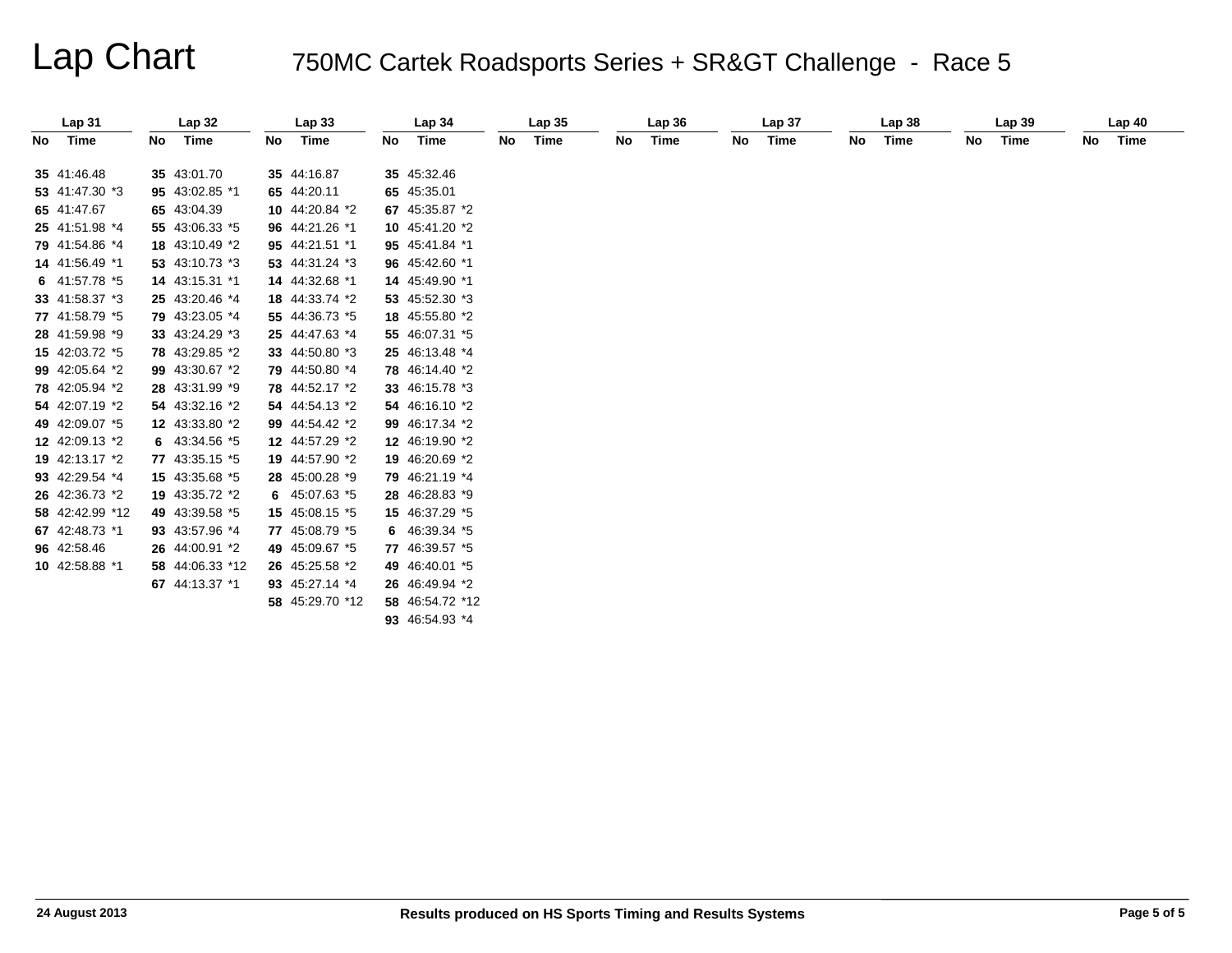# Lap Chart

## 750MC Cartek Roadsports Series + SR&GT Challenge - Race 5

| Lap 31 | | Lap 32 | | Lap 33 | | Lap 34 | | Lap 35 | | Lap 36 | | Lap 37 | | Lap 38 | | Lap 39 | | Lap 40 | |
|---|---|---|---|---|---|---|---|---|---|---|---|---|---|---|---|---|---|---|---|
| No | Time | No | Time | No | Time | No | Time | No | Time | No | Time | No | Time | No | Time | No | Time | No | Time |
| 35 | 41:46.48 | 35 | 43:01.70 | 35 | 44:16.87 | 35 | 45:32.46 | | | | | | | | | | | | |
| 53 | 41:47.30 *3 | 95 | 43:02.85 *1 | 65 | 44:20.11 | 65 | 45:35.01 | | | | | | | | | | | | |
| 65 | 41:47.67 | 65 | 43:04.39 | 10 | 44:20.84 *2 | 67 | 45:35.87 *2 | | | | | | | | | | | | |
| 25 | 41:51.98 *4 | 55 | 43:06.33 *5 | 96 | 44:21.26 *1 | 10 | 45:41.20 *2 | | | | | | | | | | | | |
| 79 | 41:54.86 *4 | 18 | 43:10.49 *2 | 95 | 44:21.51 *1 | 95 | 45:41.84 *1 | | | | | | | | | | | | |
| 14 | 41:56.49 *1 | 53 | 43:10.73 *3 | 53 | 44:31.24 *3 | 96 | 45:42.60 *1 | | | | | | | | | | | | |
| 6 | 41:57.78 *5 | 14 | 43:15.31 *1 | 14 | 44:32.68 *1 | 14 | 45:49.90 *1 | | | | | | | | | | | | |
| 33 | 41:58.37 *3 | 25 | 43:20.46 *4 | 18 | 44:33.74 *2 | 53 | 45:52.30 *3 | | | | | | | | | | | | |
| 77 | 41:58.79 *5 | 79 | 43:23.05 *4 | 55 | 44:36.73 *5 | 18 | 45:55.80 *2 | | | | | | | | | | | | |
| 28 | 41:59.98 *9 | 33 | 43:24.29 *3 | 25 | 44:47.63 *4 | 55 | 46:07.31 *5 | | | | | | | | | | | | |
| 15 | 42:03.72 *5 | 78 | 43:29.85 *2 | 33 | 44:50.80 *3 | 25 | 46:13.48 *4 | | | | | | | | | | | | |
| 99 | 42:05.64 *2 | 99 | 43:30.67 *2 | 79 | 44:50.80 *4 | 78 | 46:14.40 *2 | | | | | | | | | | | | |
| 78 | 42:05.94 *2 | 28 | 43:31.99 *9 | 78 | 44:52.17 *2 | 33 | 46:15.78 *3 | | | | | | | | | | | | |
| 54 | 42:07.19 *2 | 54 | 43:32.16 *2 | 54 | 44:54.13 *2 | 54 | 46:16.10 *2 | | | | | | | | | | | | |
| 49 | 42:09.07 *5 | 12 | 43:33.80 *2 | 99 | 44:54.42 *2 | 99 | 46:17.34 *2 | | | | | | | | | | | | |
| 12 | 42:09.13 *2 | 6 | 43:34.56 *5 | 12 | 44:57.29 *2 | 12 | 46:19.90 *2 | | | | | | | | | | | | |
| 19 | 42:13.17 *2 | 77 | 43:35.15 *5 | 19 | 44:57.90 *2 | 19 | 46:20.69 *2 | | | | | | | | | | | | |
| 93 | 42:29.54 *4 | 15 | 43:35.68 *5 | 28 | 45:00.28 *9 | 79 | 46:21.19 *4 | | | | | | | | | | | | |
| 26 | 42:36.73 *2 | 19 | 43:35.72 *2 | 6 | 45:07.63 *5 | 28 | 46:28.83 *9 | | | | | | | | | | | | |
| 58 | 42:42.99 *12 | 49 | 43:39.58 *5 | 15 | 45:08.15 *5 | 15 | 46:37.29 *5 | | | | | | | | | | | | |
| 67 | 42:48.73 *1 | 93 | 43:57.96 *4 | 77 | 45:08.79 *5 | 6 | 46:39.34 *5 | | | | | | | | | | | | |
| 96 | 42:58.46 | 26 | 44:00.91 *2 | 49 | 45:09.67 *5 | 77 | 46:39.57 *5 | | | | | | | | | | | | |
| 10 | 42:58.88 *1 | 58 | 44:06.33 *12 | 26 | 45:25.58 *2 | 49 | 46:40.01 *5 | | | | | | | | | | | | |
| | | 67 | 44:13.37 *1 | 93 | 45:27.14 *4 | 26 | 46:49.94 *2 | | | | | | | | | | | | |
| | | | | 58 | 45:29.70 *12 | 58 | 46:54.72 *12 | | | | | | | | | | | | |
| | | | | | | 93 | 46:54.93 *4 | | | | | | | | | | | | |

24 August 2013

Results produced on HS Sports Timing and Results Systems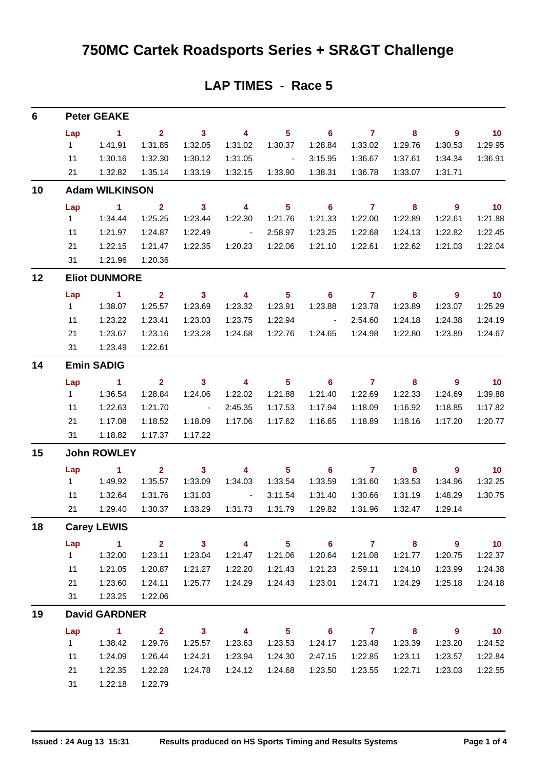# 750MC Cartek Roadsports Series + SR&GT Challenge

## LAP TIMES - Race 5

### 6 Peter GEAKE

| Lap | 1 | 2 | 3 | 4 | 5 | 6 | 7 | 8 | 9 | 10 |
|---|---|---|---|---|---|---|---|---|---|---|
| 1 | 1:41.91 | 1:31.85 | 1:32.05 | 1:31.02 | 1:30.37 | 1:28.84 | 1:33.02 | 1:29.76 | 1:30.53 | 1:29.95 |
| 11 | 1:30.16 | 1:32.30 | 1:30.12 | 1:31.05 | - | 3:15.95 | 1:36.67 | 1:37.61 | 1:34.34 | 1:36.91 |
| 21 | 1:32.82 | 1:35.14 | 1:33.19 | 1:32.15 | 1:33.90 | 1:38.31 | 1:36.78 | 1:33.07 | 1:31.71 | |

### 10 Adam WILKINSON

| Lap | 1 | 2 | 3 | 4 | 5 | 6 | 7 | 8 | 9 | 10 |
|---|---|---|---|---|---|---|---|---|---|---|
| 1 | 1:34.44 | 1:25.25 | 1:23.44 | 1:22.30 | 1:21.76 | 1:21.33 | 1:22.00 | 1:22.89 | 1:22.61 | 1:21.88 |
| 11 | 1:21.97 | 1:24.87 | 1:22.49 | - | 2:58.97 | 1:23.25 | 1:22.68 | 1:24.13 | 1:22.82 | 1:22.45 |
| 21 | 1:22.15 | 1:21.47 | 1:22.35 | 1:20.23 | 1:22.06 | 1:21.10 | 1:22.61 | 1:22.62 | 1:21.03 | 1:22.04 |
| 31 | 1:21.96 | 1:20.36 | | | | | | | | |

### 12 Eliot DUNMORE

| Lap | 1 | 2 | 3 | 4 | 5 | 6 | 7 | 8 | 9 | 10 |
|---|---|---|---|---|---|---|---|---|---|---|
| 1 | 1:38.07 | 1:25.57 | 1:23.69 | 1:23.32 | 1:23.91 | 1:23.88 | 1:23.78 | 1:23.89 | 1:23.07 | 1:25.29 |
| 11 | 1:23.22 | 1:23.41 | 1:23.03 | 1:23.75 | 1:22.94 | - | 2:54.60 | 1:24.18 | 1:24.38 | 1:24.19 |
| 21 | 1:23.67 | 1:23.16 | 1:23.28 | 1:24.68 | 1:22.76 | 1:24.65 | 1:24.98 | 1:22.80 | 1:23.89 | 1:24.67 |
| 31 | 1:23.49 | 1:22.61 | | | | | | | | |

### 14 Emin SADIG

| Lap | 1 | 2 | 3 | 4 | 5 | 6 | 7 | 8 | 9 | 10 |
|---|---|---|---|---|---|---|---|---|---|---|
| 1 | 1:36.54 | 1:28.84 | 1:24.06 | 1:22.02 | 1:21.88 | 1:21.40 | 1:22.69 | 1:22.33 | 1:24.69 | 1:39.88 |
| 11 | 1:22.63 | 1:21.70 | - | 2:45.35 | 1:17.53 | 1:17.94 | 1:18.09 | 1:16.92 | 1:18.85 | 1:17.82 |
| 21 | 1:17.08 | 1:18.52 | 1:18.09 | 1:17.06 | 1:17.62 | 1:16.65 | 1:18.89 | 1:18.16 | 1:17.20 | 1:20.77 |
| 31 | 1:18.82 | 1:17.37 | 1:17.22 | | | | | | | |

### 15 John ROWLEY

| Lap | 1 | 2 | 3 | 4 | 5 | 6 | 7 | 8 | 9 | 10 |
|---|---|---|---|---|---|---|---|---|---|---|
| 1 | 1:49.92 | 1:35.57 | 1:33.09 | 1:34.03 | 1:33.54 | 1:33.59 | 1:31.60 | 1:33.53 | 1:34.96 | 1:32.25 |
| 11 | 1:32.64 | 1:31.76 | 1:31.03 | - | 3:11.54 | 1:31.40 | 1:30.66 | 1:31.19 | 1:48.29 | 1:30.75 |
| 21 | 1:29.40 | 1:30.37 | 1:33.29 | 1:31.73 | 1:31.79 | 1:29.82 | 1:31.96 | 1:32.47 | 1:29.14 | |

### 18 Carey LEWIS

| Lap | 1 | 2 | 3 | 4 | 5 | 6 | 7 | 8 | 9 | 10 |
|---|---|---|---|---|---|---|---|---|---|---|
| 1 | 1:32.00 | 1:23.11 | 1:23.04 | 1:21.47 | 1:21.06 | 1:20.64 | 1:21.08 | 1:21.77 | 1:20.75 | 1:22.37 |
| 11 | 1:21.05 | 1:20.87 | 1:21.27 | 1:22.20 | 1:21.43 | 1:21.23 | 2:59.11 | 1:24.10 | 1:23.99 | 1:24.38 |
| 21 | 1:23.60 | 1:24.11 | 1:25.77 | 1:24.29 | 1:24.43 | 1:23.01 | 1:24.71 | 1:24.29 | 1:25.18 | 1:24.18 |
| 31 | 1:23.25 | 1:22.06 | | | | | | | | |

### 19 David GARDNER

| Lap | 1 | 2 | 3 | 4 | 5 | 6 | 7 | 8 | 9 | 10 |
|---|---|---|---|---|---|---|---|---|---|---|
| 1 | 1:38.42 | 1:29.76 | 1:25.57 | 1:23.63 | 1:23.53 | 1:24.17 | 1:23.48 | 1:23.39 | 1:23.20 | 1:24.52 |
| 11 | 1:24.09 | 1:26.44 | 1:24.21 | 1:23.94 | 1:24.30 | 2:47.15 | 1:22.85 | 1:23.11 | 1:23.57 | 1:22.84 |
| 21 | 1:22.35 | 1:22.28 | 1:24.78 | 1:24.12 | 1:24.68 | 1:23.50 | 1:23.55 | 1:22.71 | 1:23.03 | 1:22.55 |
| 31 | 1:22.18 | 1:22.79 | | | | | | | | |

**Issued : 24 Aug 13 15:31** **Results produced on HS Sports Timing and Results Systems**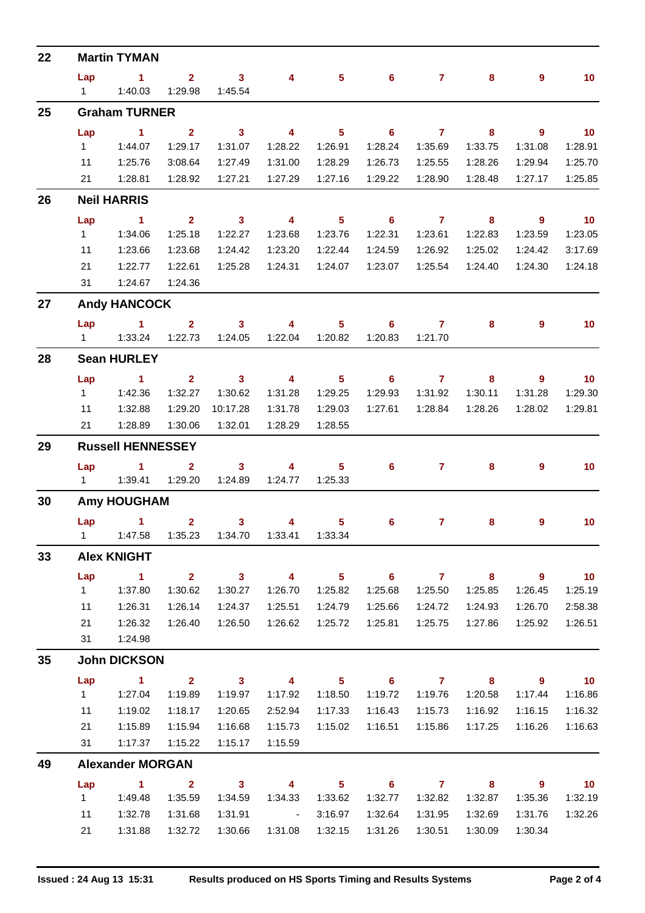## 22 Martin TYMAN

| Lap | 1 | 2 | 3 | 4 | 5 | 6 | 7 | 8 | 9 | 10 |
|---|---|---|---|---|---|---|---|---|---|---|
| 1 | 1:40.03 | 1:29.98 | 1:45.54 | | | | | | | |

## 25 Graham TURNER

| Lap | 1 | 2 | 3 | 4 | 5 | 6 | 7 | 8 | 9 | 10 |
|---|---|---|---|---|---|---|---|---|---|---|
| 1 | 1:44.07 | 1:29.17 | 1:31.07 | 1:28.22 | 1:26.91 | 1:28.24 | 1:35.69 | 1:33.75 | 1:31.08 | 1:28.91 |
| 11 | 1:25.76 | 3:08.64 | 1:27.49 | 1:31.00 | 1:28.29 | 1:26.73 | 1:25.55 | 1:28.26 | 1:29.94 | 1:25.70 |
| 21 | 1:28.81 | 1:28.92 | 1:27.21 | 1:27.29 | 1:27.16 | 1:29.22 | 1:28.90 | 1:28.48 | 1:27.17 | 1:25.85 |

## 26 Neil HARRIS

| Lap | 1 | 2 | 3 | 4 | 5 | 6 | 7 | 8 | 9 | 10 |
|---|---|---|---|---|---|---|---|---|---|---|
| 1 | 1:34.06 | 1:25.18 | 1:22.27 | 1:23.68 | 1:23.76 | 1:22.31 | 1:23.61 | 1:22.83 | 1:23.59 | 1:23.05 |
| 11 | 1:23.66 | 1:23.68 | 1:24.42 | 1:23.20 | 1:22.44 | 1:24.59 | 1:26.92 | 1:25.02 | 1:24.42 | 3:17.69 |
| 21 | 1:22.77 | 1:22.61 | 1:25.28 | 1:24.31 | 1:24.07 | 1:23.07 | 1:25.54 | 1:24.40 | 1:24.30 | 1:24.18 |
| 31 | 1:24.67 | 1:24.36 | | | | | | | | |

## 27 Andy HANCOCK

| Lap | 1 | 2 | 3 | 4 | 5 | 6 | 7 | 8 | 9 | 10 |
|---|---|---|---|---|---|---|---|---|---|---|
| 1 | 1:33.24 | 1:22.73 | 1:24.05 | 1:22.04 | 1:20.82 | 1:20.83 | 1:21.70 | | | |

## 28 Sean HURLEY

| Lap | 1 | 2 | 3 | 4 | 5 | 6 | 7 | 8 | 9 | 10 |
|---|---|---|---|---|---|---|---|---|---|---|
| 1 | 1:42.36 | 1:32.27 | 1:30.62 | 1:31.28 | 1:29.25 | 1:29.93 | 1:31.92 | 1:30.11 | 1:31.28 | 1:29.30 |
| 11 | 1:32.88 | 1:29.20 | 10:17.28 | 1:31.78 | 1:29.03 | 1:27.61 | 1:28.84 | 1:28.26 | 1:28.02 | 1:29.81 |
| 21 | 1:28.89 | 1:30.06 | 1:32.01 | 1:28.29 | 1:28.55 | | | | | |

## 29 Russell HENNESSEY

| Lap | 1 | 2 | 3 | 4 | 5 | 6 | 7 | 8 | 9 | 10 |
|---|---|---|---|---|---|---|---|---|---|---|
| 1 | 1:39.41 | 1:29.20 | 1:24.89 | 1:24.77 | 1:25.33 | | | | | |

## 30 Amy HOUGHAM

| Lap | 1 | 2 | 3 | 4 | 5 | 6 | 7 | 8 | 9 | 10 |
|---|---|---|---|---|---|---|---|---|---|---|
| 1 | 1:47.58 | 1:35.23 | 1:34.70 | 1:33.41 | 1:33.34 | | | | | |

## 33 Alex KNIGHT

| Lap | 1 | 2 | 3 | 4 | 5 | 6 | 7 | 8 | 9 | 10 |
|---|---|---|---|---|---|---|---|---|---|---|
| 1 | 1:37.80 | 1:30.62 | 1:30.27 | 1:26.70 | 1:25.82 | 1:25.68 | 1:25.50 | 1:25.85 | 1:26.45 | 1:25.19 |
| 11 | 1:26.31 | 1:26.14 | 1:24.37 | 1:25.51 | 1:24.79 | 1:25.66 | 1:24.72 | 1:24.93 | 1:26.70 | 2:58.38 |
| 21 | 1:26.32 | 1:26.40 | 1:26.50 | 1:26.62 | 1:25.72 | 1:25.81 | 1:25.75 | 1:27.86 | 1:25.92 | 1:26.51 |
| 31 | 1:24.98 | | | | | | | | | |

## 35 John DICKSON

| Lap | 1 | 2 | 3 | 4 | 5 | 6 | 7 | 8 | 9 | 10 |
|---|---|---|---|---|---|---|---|---|---|---|
| 1 | 1:27.04 | 1:19.89 | 1:19.97 | 1:17.92 | 1:18.50 | 1:19.72 | 1:19.76 | 1:20.58 | 1:17.44 | 1:16.86 |
| 11 | 1:19.02 | 1:18.17 | 1:20.65 | 2:52.94 | 1:17.33 | 1:16.43 | 1:15.73 | 1:16.92 | 1:16.15 | 1:16.32 |
| 21 | 1:15.89 | 1:15.94 | 1:16.68 | 1:15.73 | 1:15.02 | 1:16.51 | 1:15.86 | 1:17.25 | 1:16.26 | 1:16.63 |
| 31 | 1:17.37 | 1:15.22 | 1:15.17 | 1:15.59 | | | | | | |

## 49 Alexander MORGAN

| Lap | 1 | 2 | 3 | 4 | 5 | 6 | 7 | 8 | 9 | 10 |
|---|---|---|---|---|---|---|---|---|---|---|
| 1 | 1:49.48 | 1:35.59 | 1:34.59 | 1:34.33 | 1:33.62 | 1:32.77 | 1:32.82 | 1:32.87 | 1:35.36 | 1:32.19 |
| 11 | 1:32.78 | 1:31.68 | 1:31.91 | - | 3:16.97 | 1:32.64 | 1:31.95 | 1:32.69 | 1:31.76 | 1:32.26 |
| 21 | 1:31.88 | 1:32.72 | 1:30.66 | 1:31.08 | 1:32.15 | 1:31.26 | 1:30.51 | 1:30.09 | 1:30.34 | |

Issued : 24 Aug 13 15:31 Results produced on HS Sports Timing and Results Systems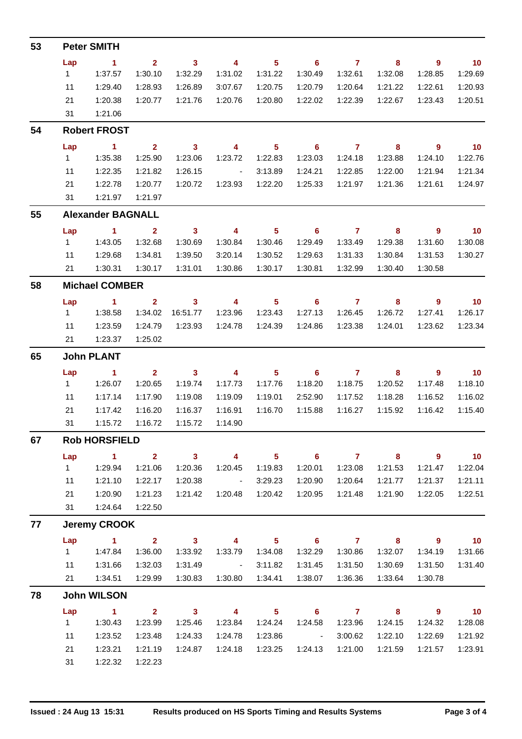## 53 Peter SMITH

| Lap | 1 | 2 | 3 | 4 | 5 | 6 | 7 | 8 | 9 | 10 |
|---|---|---|---|---|---|---|---|---|---|---|
| 1 | 1:37.57 | 1:30.10 | 1:32.29 | 1:31.02 | 1:31.22 | 1:30.49 | 1:32.61 | 1:32.08 | 1:28.85 | 1:29.69 |
| 11 | 1:29.40 | 1:28.93 | 1:26.89 | 3:07.67 | 1:20.75 | 1:20.79 | 1:20.64 | 1:21.22 | 1:22.61 | 1:20.93 |
| 21 | 1:20.38 | 1:20.77 | 1:21.76 | 1:20.76 | 1:20.80 | 1:22.02 | 1:22.39 | 1:22.67 | 1:23.43 | 1:20.51 |
| 31 | 1:21.06 | | | | | | | | | |

## 54 Robert FROST

| Lap | 1 | 2 | 3 | 4 | 5 | 6 | 7 | 8 | 9 | 10 |
|---|---|---|---|---|---|---|---|---|---|---|
| 1 | 1:35.38 | 1:25.90 | 1:23.06 | 1:23.72 | 1:22.83 | 1:23.03 | 1:24.18 | 1:23.88 | 1:24.10 | 1:22.76 |
| 11 | 1:22.35 | 1:21.82 | 1:26.15 | - | 3:13.89 | 1:24.21 | 1:22.85 | 1:22.00 | 1:21.94 | 1:21.34 |
| 21 | 1:22.78 | 1:20.77 | 1:20.72 | 1:23.93 | 1:22.20 | 1:25.33 | 1:21.97 | 1:21.36 | 1:21.61 | 1:24.97 |
| 31 | 1:21.97 | 1:21.97 | | | | | | | | |

## 55 Alexander BAGNALL

| Lap | 1 | 2 | 3 | 4 | 5 | 6 | 7 | 8 | 9 | 10 |
|---|---|---|---|---|---|---|---|---|---|---|
| 1 | 1:43.05 | 1:32.68 | 1:30.69 | 1:30.84 | 1:30.46 | 1:29.49 | 1:33.49 | 1:29.38 | 1:31.60 | 1:30.08 |
| 11 | 1:29.68 | 1:34.81 | 1:39.50 | 3:20.14 | 1:30.52 | 1:29.63 | 1:31.33 | 1:30.84 | 1:31.53 | 1:30.27 |
| 21 | 1:30.31 | 1:30.17 | 1:31.01 | 1:30.86 | 1:30.17 | 1:30.81 | 1:32.99 | 1:30.40 | 1:30.58 | |

## 58 Michael COMBER

| Lap | 1 | 2 | 3 | 4 | 5 | 6 | 7 | 8 | 9 | 10 |
|---|---|---|---|---|---|---|---|---|---|---|
| 1 | 1:38.58 | 1:34.02 | 16:51.77 | 1:23.96 | 1:23.43 | 1:27.13 | 1:26.45 | 1:26.72 | 1:27.41 | 1:26.17 |
| 11 | 1:23.59 | 1:24.79 | 1:23.93 | 1:24.78 | 1:24.39 | 1:24.86 | 1:23.38 | 1:24.01 | 1:23.62 | 1:23.34 |
| 21 | 1:23.37 | 1:25.02 | | | | | | | | |

## 65 John PLANT

| Lap | 1 | 2 | 3 | 4 | 5 | 6 | 7 | 8 | 9 | 10 |
|---|---|---|---|---|---|---|---|---|---|---|
| 1 | 1:26.07 | 1:20.65 | 1:19.74 | 1:17.73 | 1:17.76 | 1:18.20 | 1:18.75 | 1:20.52 | 1:17.48 | 1:18.10 |
| 11 | 1:17.14 | 1:17.90 | 1:19.08 | 1:19.09 | 1:19.01 | 2:52.90 | 1:17.52 | 1:18.28 | 1:16.52 | 1:16.02 |
| 21 | 1:17.42 | 1:16.20 | 1:16.37 | 1:16.91 | 1:16.70 | 1:15.88 | 1:16.27 | 1:15.92 | 1:16.42 | 1:15.40 |
| 31 | 1:15.72 | 1:16.72 | 1:15.72 | 1:14.90 | | | | | | |

## 67 Rob HORSFIELD

| Lap | 1 | 2 | 3 | 4 | 5 | 6 | 7 | 8 | 9 | 10 |
|---|---|---|---|---|---|---|---|---|---|---|
| 1 | 1:29.94 | 1:21.06 | 1:20.36 | 1:20.45 | 1:19.83 | 1:20.01 | 1:23.08 | 1:21.53 | 1:21.47 | 1:22.04 |
| 11 | 1:21.10 | 1:22.17 | 1:20.38 | - | 3:29.23 | 1:20.90 | 1:20.64 | 1:21.77 | 1:21.37 | 1:21.11 |
| 21 | 1:20.90 | 1:21.23 | 1:21.42 | 1:20.48 | 1:20.42 | 1:20.95 | 1:21.48 | 1:21.90 | 1:22.05 | 1:22.51 |
| 31 | 1:24.64 | 1:22.50 | | | | | | | | |

## 77 Jeremy CROOK

| Lap | 1 | 2 | 3 | 4 | 5 | 6 | 7 | 8 | 9 | 10 |
|---|---|---|---|---|---|---|---|---|---|---|
| 1 | 1:47.84 | 1:36.00 | 1:33.92 | 1:33.79 | 1:34.08 | 1:32.29 | 1:30.86 | 1:32.07 | 1:34.19 | 1:31.66 |
| 11 | 1:31.66 | 1:32.03 | 1:31.49 | - | 3:11.82 | 1:31.45 | 1:31.50 | 1:30.69 | 1:31.50 | 1:31.40 |
| 21 | 1:34.51 | 1:29.99 | 1:30.83 | 1:30.80 | 1:34.41 | 1:38.07 | 1:36.36 | 1:33.64 | 1:30.78 | |

## 78 John WILSON

| Lap | 1 | 2 | 3 | 4 | 5 | 6 | 7 | 8 | 9 | 10 |
|---|---|---|---|---|---|---|---|---|---|---|
| 1 | 1:30.43 | 1:23.99 | 1:25.46 | 1:23.84 | 1:24.24 | 1:24.58 | 1:23.96 | 1:24.15 | 1:24.32 | 1:28.08 |
| 11 | 1:23.52 | 1:23.48 | 1:24.33 | 1:24.78 | 1:23.86 | - | 3:00.62 | 1:22.10 | 1:22.69 | 1:21.92 |
| 21 | 1:23.21 | 1:21.19 | 1:24.87 | 1:24.18 | 1:23.25 | 1:24.13 | 1:21.00 | 1:21.59 | 1:21.57 | 1:23.91 |
| 31 | 1:22.32 | 1:22.23 | | | | | | | | |

**Issued : 24 Aug 13 15:31** **Results produced on HS Sports Timing and Results Systems**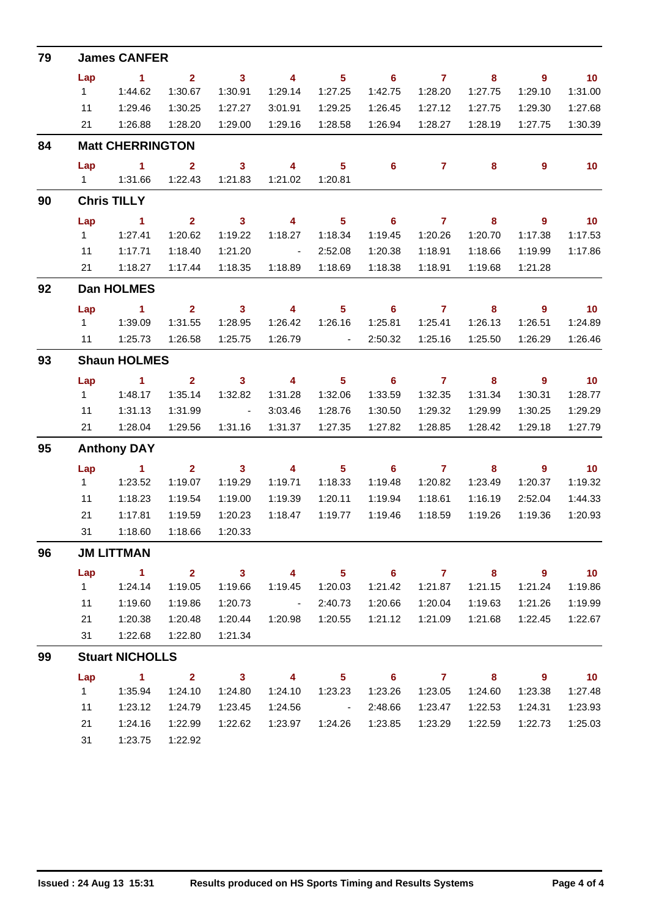## 79 James CANFER

| Lap | 1 | 2 | 3 | 4 | 5 | 6 | 7 | 8 | 9 | 10 |
|---|---|---|---|---|---|---|---|---|---|---|
| 1 | 1:44.62 | 1:30.67 | 1:30.91 | 1:29.14 | 1:27.25 | 1:42.75 | 1:28.20 | 1:27.75 | 1:29.10 | 1:31.00 |
| 11 | 1:29.46 | 1:30.25 | 1:27.27 | 3:01.91 | 1:29.25 | 1:26.45 | 1:27.12 | 1:27.75 | 1:29.30 | 1:27.68 |
| 21 | 1:26.88 | 1:28.20 | 1:29.00 | 1:29.16 | 1:28.58 | 1:26.94 | 1:28.27 | 1:28.19 | 1:27.75 | 1:30.39 |

## 84 Matt CHERRINGTON

| Lap | 1 | 2 | 3 | 4 | 5 | 6 | 7 | 8 | 9 | 10 |
|---|---|---|---|---|---|---|---|---|---|---|
| 1 | 1:31.66 | 1:22.43 | 1:21.83 | 1:21.02 | 1:20.81 | | | | | |

## 90 Chris TILLY

| Lap | 1 | 2 | 3 | 4 | 5 | 6 | 7 | 8 | 9 | 10 |
|---|---|---|---|---|---|---|---|---|---|---|
| 1 | 1:27.41 | 1:20.62 | 1:19.22 | 1:18.27 | 1:18.34 | 1:19.45 | 1:20.26 | 1:20.70 | 1:17.38 | 1:17.53 |
| 11 | 1:17.71 | 1:18.40 | 1:21.20 | - | 2:52.08 | 1:20.38 | 1:18.91 | 1:18.66 | 1:19.99 | 1:17.86 |
| 21 | 1:18.27 | 1:17.44 | 1:18.35 | 1:18.89 | 1:18.69 | 1:18.38 | 1:18.91 | 1:19.68 | 1:21.28 | |

## 92 Dan HOLMES

| Lap | 1 | 2 | 3 | 4 | 5 | 6 | 7 | 8 | 9 | 10 |
|---|---|---|---|---|---|---|---|---|---|---|
| 1 | 1:39.09 | 1:31.55 | 1:28.95 | 1:26.42 | 1:26.16 | 1:25.81 | 1:25.41 | 1:26.13 | 1:26.51 | 1:24.89 |
| 11 | 1:25.73 | 1:26.58 | 1:25.75 | 1:26.79 | - | 2:50.32 | 1:25.16 | 1:25.50 | 1:26.29 | 1:26.46 |

## 93 Shaun HOLMES

| Lap | 1 | 2 | 3 | 4 | 5 | 6 | 7 | 8 | 9 | 10 |
|---|---|---|---|---|---|---|---|---|---|---|
| 1 | 1:48.17 | 1:35.14 | 1:32.82 | 1:31.28 | 1:32.06 | 1:33.59 | 1:32.35 | 1:31.34 | 1:30.31 | 1:28.77 |
| 11 | 1:31.13 | 1:31.99 | - | 3:03.46 | 1:28.76 | 1:30.50 | 1:29.32 | 1:29.99 | 1:30.25 | 1:29.29 |
| 21 | 1:28.04 | 1:29.56 | 1:31.16 | 1:31.37 | 1:27.35 | 1:27.82 | 1:28.85 | 1:28.42 | 1:29.18 | 1:27.79 |

## 95 Anthony DAY

| Lap | 1 | 2 | 3 | 4 | 5 | 6 | 7 | 8 | 9 | 10 |
|---|---|---|---|---|---|---|---|---|---|---|
| 1 | 1:23.52 | 1:19.07 | 1:19.29 | 1:19.71 | 1:18.33 | 1:19.48 | 1:20.82 | 1:23.49 | 1:20.37 | 1:19.32 |
| 11 | 1:18.23 | 1:19.54 | 1:19.00 | 1:19.39 | 1:20.11 | 1:19.94 | 1:18.61 | 1:16.19 | 2:52.04 | 1:44.33 |
| 21 | 1:17.81 | 1:19.59 | 1:20.23 | 1:18.47 | 1:19.77 | 1:19.46 | 1:18.59 | 1:19.26 | 1:19.36 | 1:20.93 |
| 31 | 1:18.60 | 1:18.66 | 1:20.33 | | | | | | | |

## 96 JM LITTMAN

| Lap | 1 | 2 | 3 | 4 | 5 | 6 | 7 | 8 | 9 | 10 |
|---|---|---|---|---|---|---|---|---|---|---|
| 1 | 1:24.14 | 1:19.05 | 1:19.66 | 1:19.45 | 1:20.03 | 1:21.42 | 1:21.87 | 1:21.15 | 1:21.24 | 1:19.86 |
| 11 | 1:19.60 | 1:19.86 | 1:20.73 | - | 2:40.73 | 1:20.66 | 1:20.04 | 1:19.63 | 1:21.26 | 1:19.99 |
| 21 | 1:20.38 | 1:20.48 | 1:20.44 | 1:20.98 | 1:20.55 | 1:21.12 | 1:21.09 | 1:21.68 | 1:22.45 | 1:22.67 |
| 31 | 1:22.68 | 1:22.80 | 1:21.34 | | | | | | | |

## 99 Stuart NICHOLLS

| Lap | 1 | 2 | 3 | 4 | 5 | 6 | 7 | 8 | 9 | 10 |
|---|---|---|---|---|---|---|---|---|---|---|
| 1 | 1:35.94 | 1:24.10 | 1:24.80 | 1:24.10 | 1:23.23 | 1:23.26 | 1:23.05 | 1:24.60 | 1:23.38 | 1:27.48 |
| 11 | 1:23.12 | 1:24.79 | 1:23.45 | 1:24.56 | - | 2:48.66 | 1:23.47 | 1:22.53 | 1:24.31 | 1:23.93 |
| 21 | 1:24.16 | 1:22.99 | 1:22.62 | 1:23.97 | 1:24.26 | 1:23.85 | 1:23.29 | 1:22.59 | 1:22.73 | 1:25.03 |
| 31 | 1:23.75 | 1:22.92 | | | | | | | | |

**Issued : 24 Aug 13 15:31** **Results produced on HS Sports Timing and Results Systems**